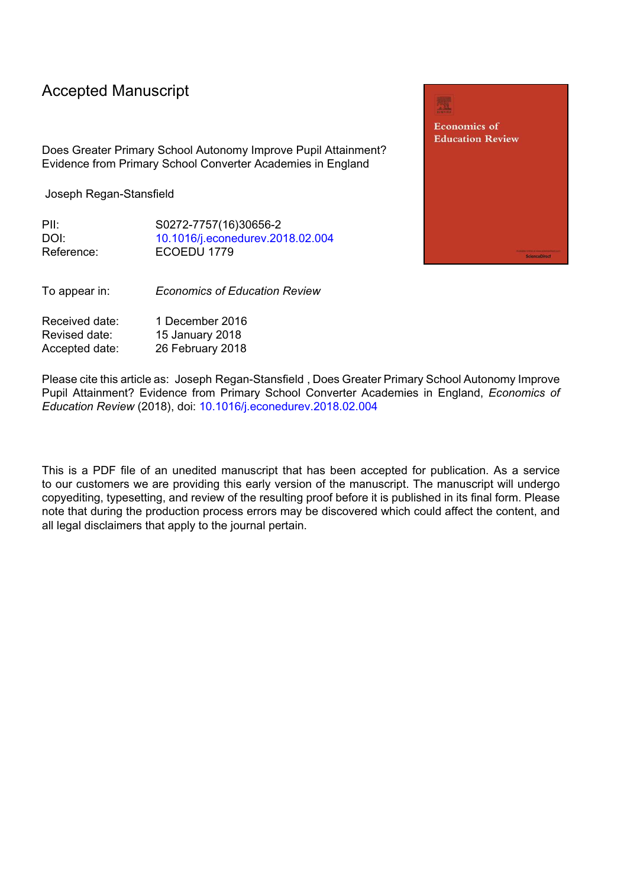# Accepted Manuscript

Does Greater Primary School Autonomy Improve Pupil Attainment? Evidence from Primary School Converter Academies in England

Joseph Regan-Stansfield

| | |
|---|---|
| PII: | S0272-7757(16)30656-2 |
| DOI: | 10.1016/j.econedurev.2018.02.004 |
| Reference: | ECOEDU 1779 |

To appear in: *Economics of Education Review*

| | |
|---|---|
| Received date: | 1 December 2016 |
| Revised date: | 15 January 2018 |
| Accepted date: | 26 February 2018 |

Please cite this article as: Joseph Regan-Stansfield , Does Greater Primary School Autonomy Improve Pupil Attainment? Evidence from Primary School Converter Academies in England, *Economics of Education Review* (2018), doi: 10.1016/j.econedurev.2018.02.004

This is a PDF file of an unedited manuscript that has been accepted for publication. As a service to our customers we are providing this early version of the manuscript. The manuscript will undergo copyediting, typesetting, and review of the resulting proof before it is published in its final form. Please note that during the production process errors may be discovered which could affect the content, and all legal disclaimers that apply to the journal pertain.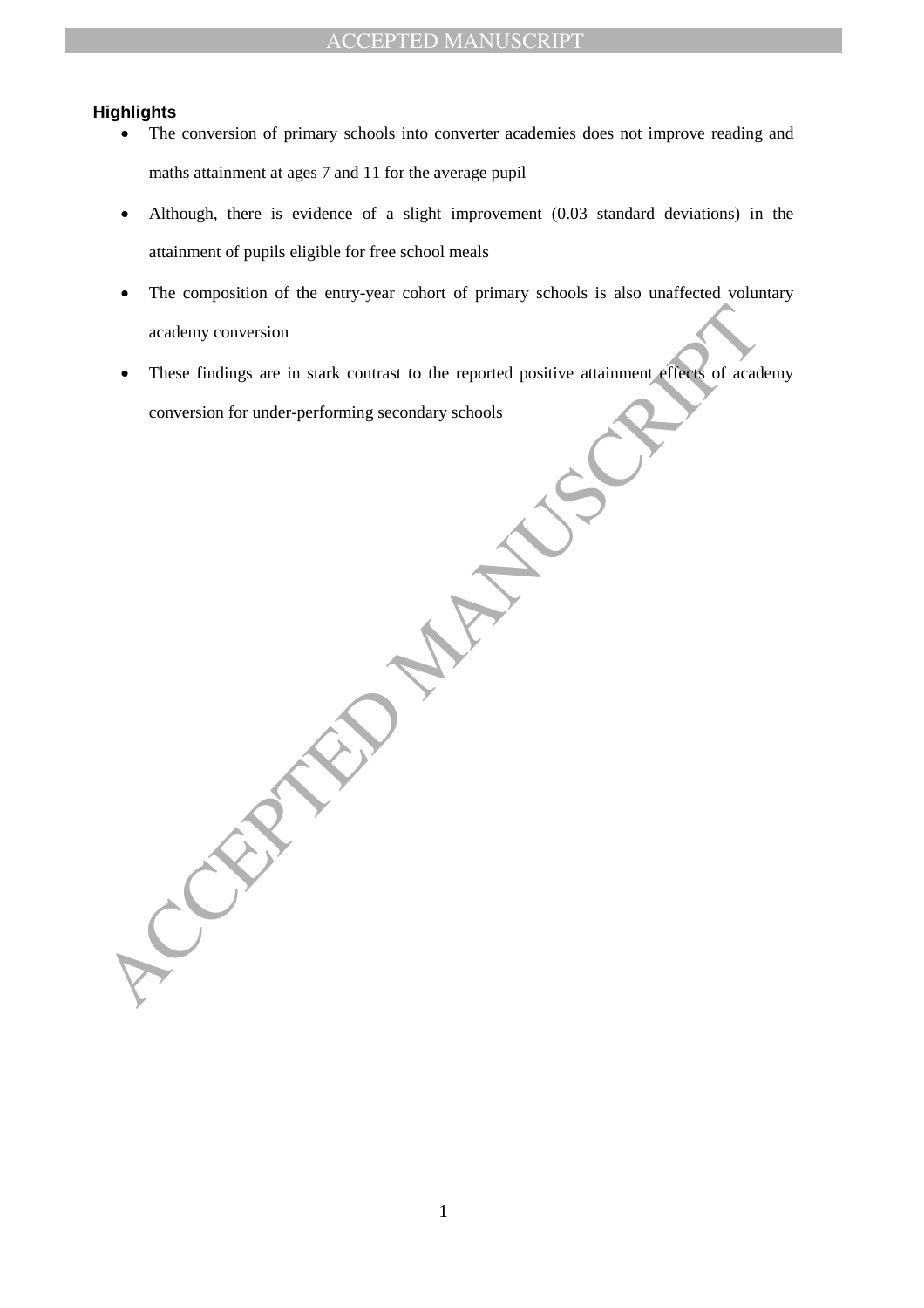**Highlights**

- The conversion of primary schools into converter academies does not improve reading and maths attainment at ages 7 and 11 for the average pupil
- Although, there is evidence of a slight improvement (0.03 standard deviations) in the attainment of pupils eligible for free school meals
- The composition of the entry-year cohort of primary schools is also unaffected voluntary academy conversion
- These findings are in stark contrast to the reported positive attainment effects of academy conversion for under-performing secondary schools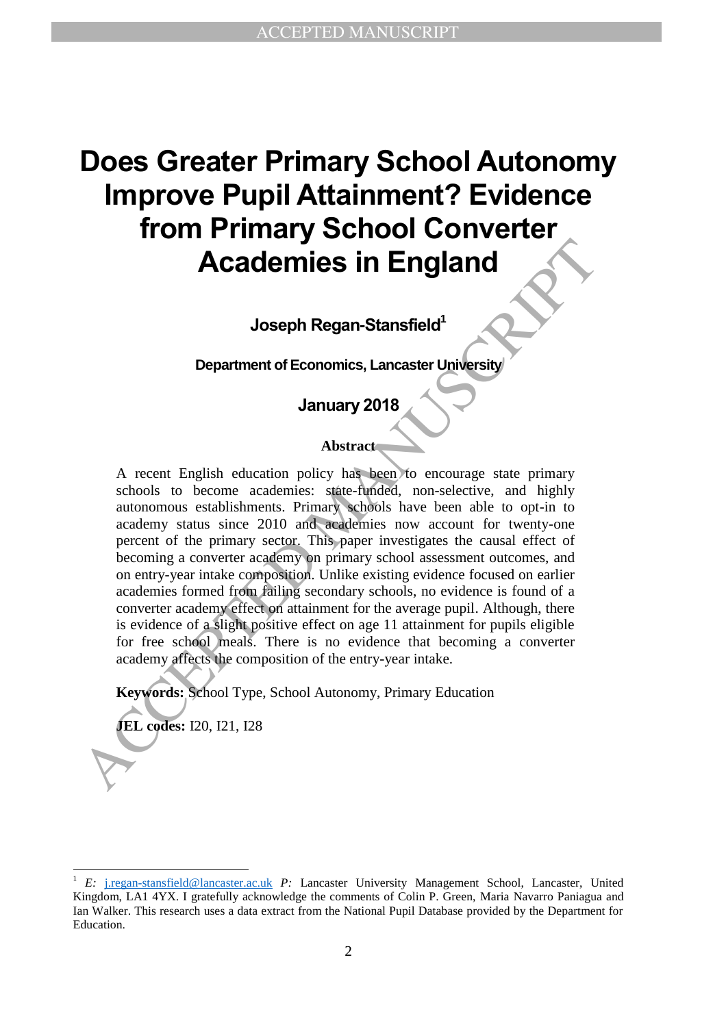# Does Greater Primary School Autonomy Improve Pupil Attainment? Evidence from Primary School Converter Academies in England

**Joseph Regan-Stansfield**[1]

**Department of Economics, Lancaster University**

**January 2018**

### Abstract

A recent English education policy has been to encourage state primary schools to become academies: state-funded, non-selective, and highly autonomous establishments. Primary schools have been able to opt-in to academy status since 2010 and academies now account for twenty-one percent of the primary sector. This paper investigates the causal effect of becoming a converter academy on primary school assessment outcomes, and on entry-year intake composition. Unlike existing evidence focused on earlier academies formed from failing secondary schools, no evidence is found of a converter academy effect on attainment for the average pupil. Although, there is evidence of a slight positive effect on age 11 attainment for pupils eligible for free school meals. There is no evidence that becoming a converter academy affects the composition of the entry-year intake.

**Keywords:** School Type, School Autonomy, Primary Education

**JEL codes:** I20, I21, I28

[1] *E:* j.regan-stansfield@lancaster.ac.uk *P:* Lancaster University Management School, Lancaster, United Kingdom, LA1 4YX. I gratefully acknowledge the comments of Colin P. Green, Maria Navarro Paniagua and Ian Walker. This research uses a data extract from the National Pupil Database provided by the Department for Education.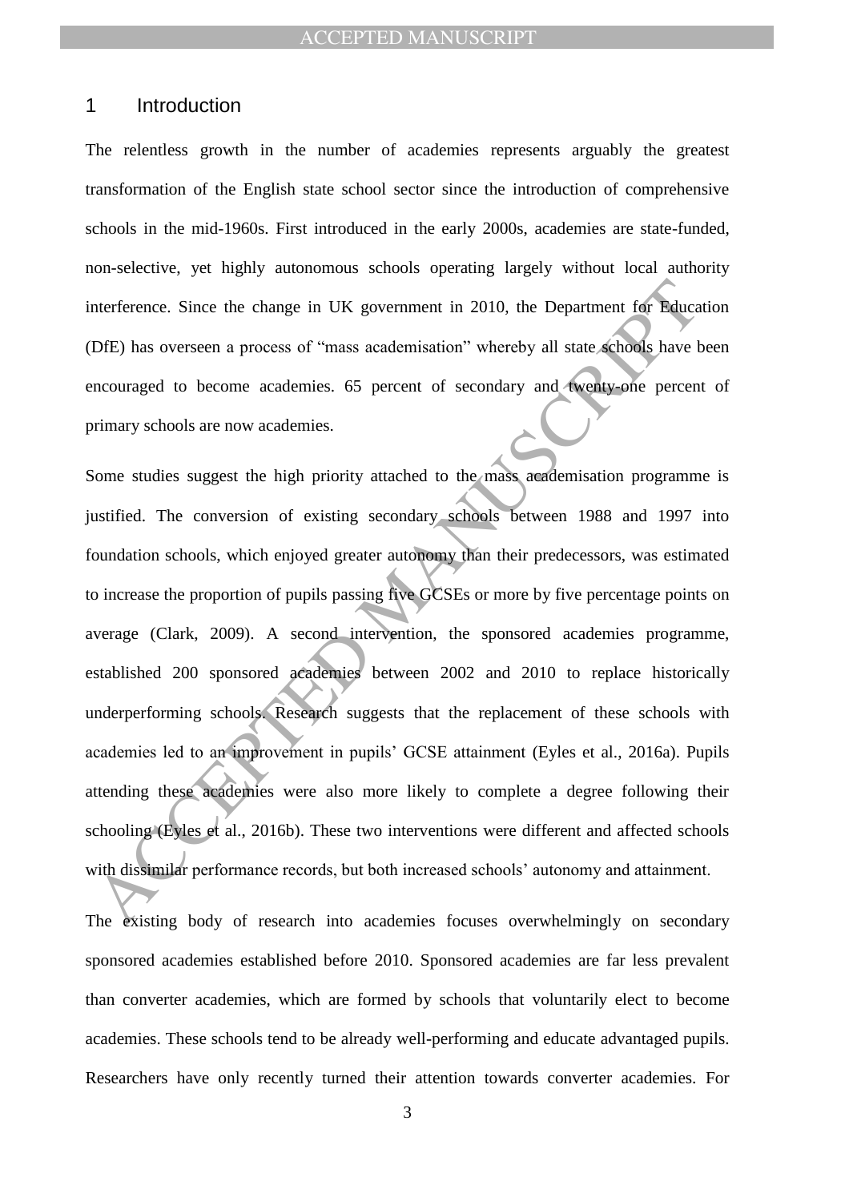# 1 Introduction

The relentless growth in the number of academies represents arguably the greatest transformation of the English state school sector since the introduction of comprehensive schools in the mid-1960s. First introduced in the early 2000s, academies are state-funded, non-selective, yet highly autonomous schools operating largely without local authority interference. Since the change in UK government in 2010, the Department for Education (DfE) has overseen a process of "mass academisation" whereby all state schools have been encouraged to become academies. 65 percent of secondary and twenty-one percent of primary schools are now academies.

Some studies suggest the high priority attached to the mass academisation programme is justified. The conversion of existing secondary schools between 1988 and 1997 into foundation schools, which enjoyed greater autonomy than their predecessors, was estimated to increase the proportion of pupils passing five GCSEs or more by five percentage points on average (Clark, 2009). A second intervention, the sponsored academies programme, established 200 sponsored academies between 2002 and 2010 to replace historically underperforming schools. Research suggests that the replacement of these schools with academies led to an improvement in pupils' GCSE attainment (Eyles et al., 2016a). Pupils attending these academies were also more likely to complete a degree following their schooling (Eyles et al., 2016b). These two interventions were different and affected schools with dissimilar performance records, but both increased schools' autonomy and attainment.

The existing body of research into academies focuses overwhelmingly on secondary sponsored academies established before 2010. Sponsored academies are far less prevalent than converter academies, which are formed by schools that voluntarily elect to become academies. These schools tend to be already well-performing and educate advantaged pupils. Researchers have only recently turned their attention towards converter academies. For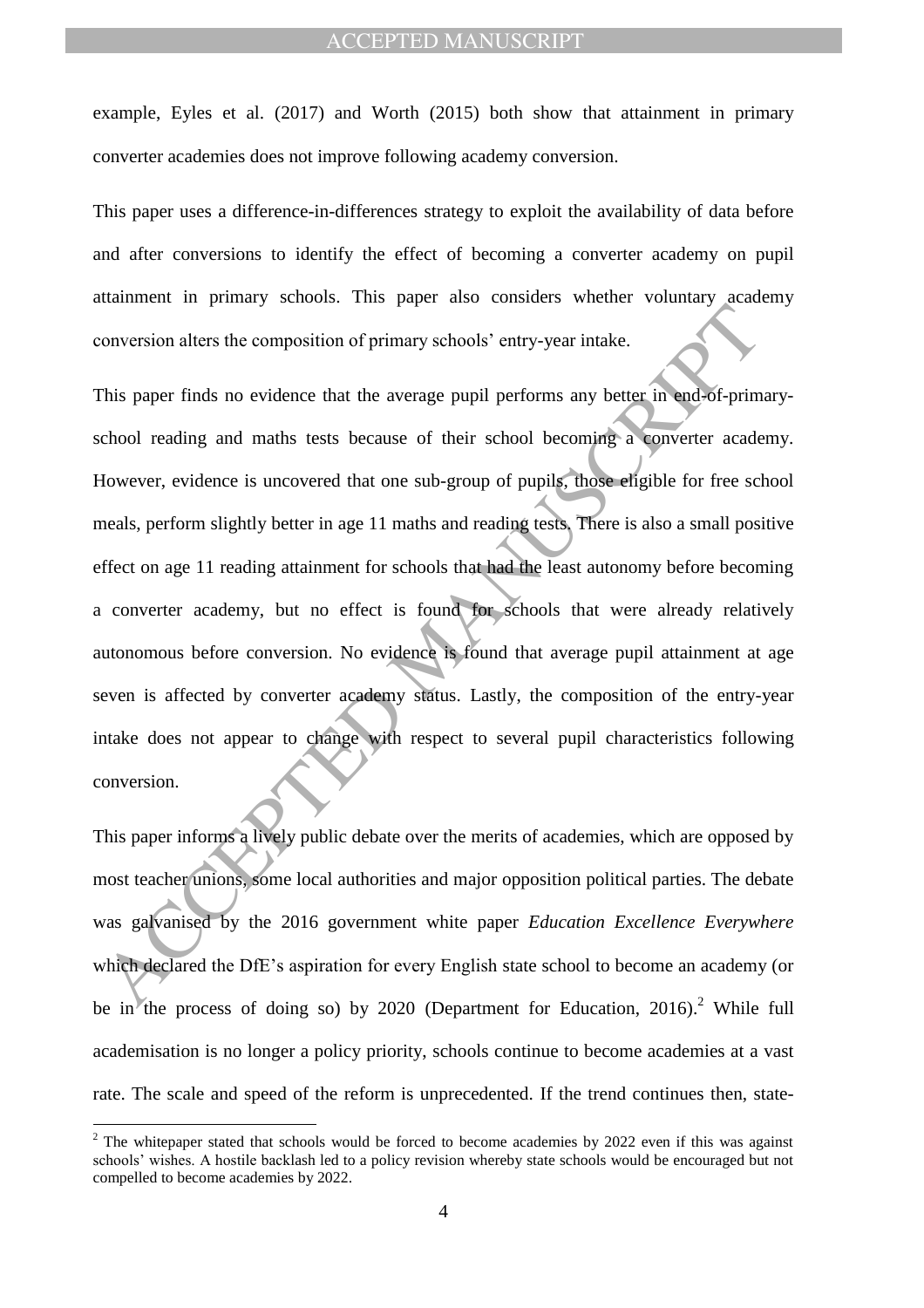example, Eyles et al. (2017) and Worth (2015) both show that attainment in primary converter academies does not improve following academy conversion.

This paper uses a difference-in-differences strategy to exploit the availability of data before and after conversions to identify the effect of becoming a converter academy on pupil attainment in primary schools. This paper also considers whether voluntary academy conversion alters the composition of primary schools' entry-year intake.

This paper finds no evidence that the average pupil performs any better in end-of-primary-school reading and maths tests because of their school becoming a converter academy. However, evidence is uncovered that one sub-group of pupils, those eligible for free school meals, perform slightly better in age 11 maths and reading tests. There is also a small positive effect on age 11 reading attainment for schools that had the least autonomy before becoming a converter academy, but no effect is found for schools that were already relatively autonomous before conversion. No evidence is found that average pupil attainment at age seven is affected by converter academy status. Lastly, the composition of the entry-year intake does not appear to change with respect to several pupil characteristics following conversion.

This paper informs a lively public debate over the merits of academies, which are opposed by most teacher unions, some local authorities and major opposition political parties. The debate was galvanised by the 2016 government white paper *Education Excellence Everywhere* which declared the DfE's aspiration for every English state school to become an academy (or be in the process of doing so) by 2020 (Department for Education, 2016).[2] While full academisation is no longer a policy priority, schools continue to become academies at a vast rate. The scale and speed of the reform is unprecedented. If the trend continues then, state-

[2] The whitepaper stated that schools would be forced to become academies by 2022 even if this was against schools' wishes. A hostile backlash led to a policy revision whereby state schools would be encouraged but not compelled to become academies by 2022.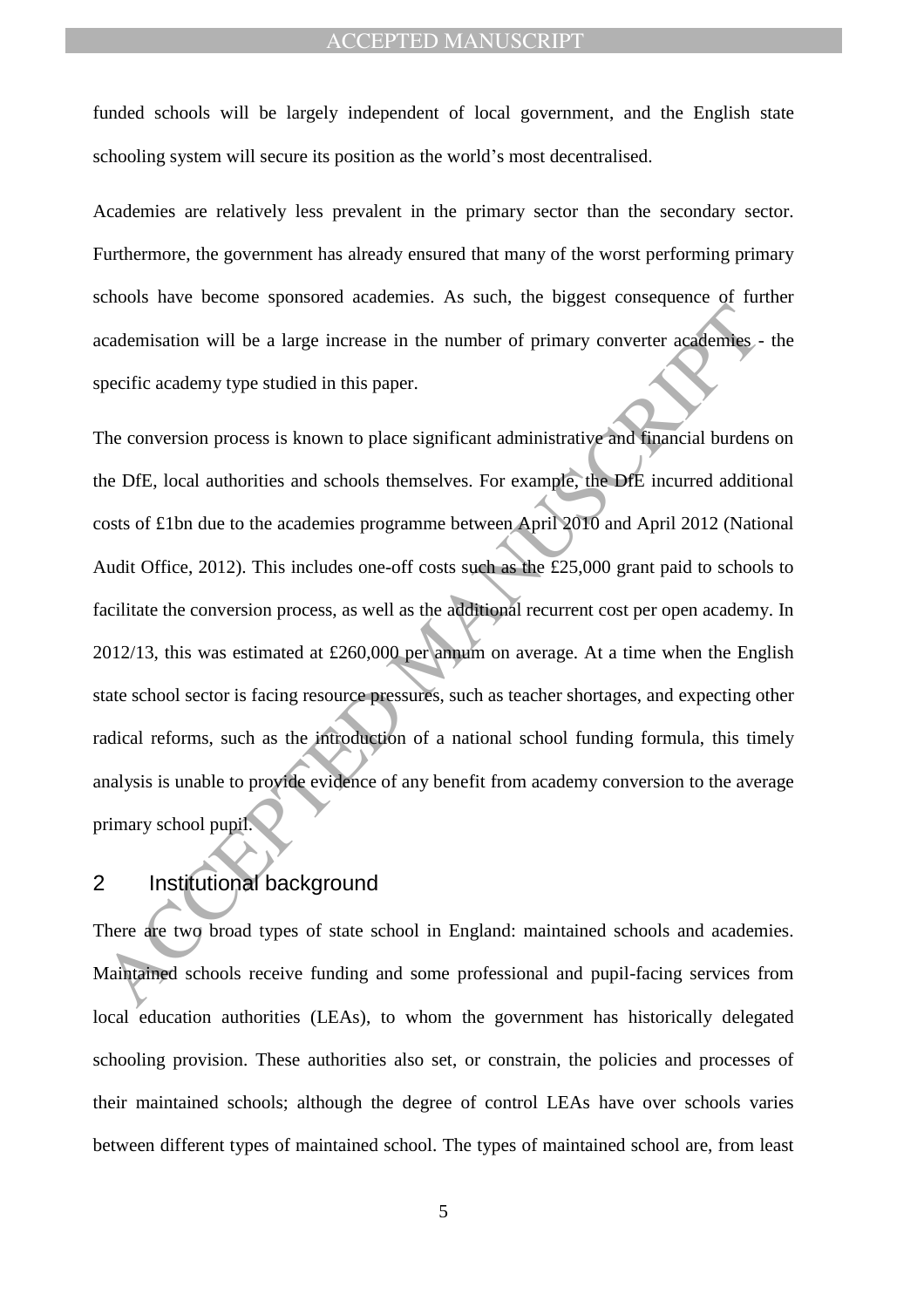funded schools will be largely independent of local government, and the English state schooling system will secure its position as the world's most decentralised.

Academies are relatively less prevalent in the primary sector than the secondary sector. Furthermore, the government has already ensured that many of the worst performing primary schools have become sponsored academies. As such, the biggest consequence of further academisation will be a large increase in the number of primary converter academies - the specific academy type studied in this paper.

The conversion process is known to place significant administrative and financial burdens on the DfE, local authorities and schools themselves. For example, the DfE incurred additional costs of £1bn due to the academies programme between April 2010 and April 2012 (National Audit Office, 2012). This includes one-off costs such as the £25,000 grant paid to schools to facilitate the conversion process, as well as the additional recurrent cost per open academy. In 2012/13, this was estimated at £260,000 per annum on average. At a time when the English state school sector is facing resource pressures, such as teacher shortages, and expecting other radical reforms, such as the introduction of a national school funding formula, this timely analysis is unable to provide evidence of any benefit from academy conversion to the average primary school pupil.

## 2 Institutional background

There are two broad types of state school in England: maintained schools and academies. Maintained schools receive funding and some professional and pupil-facing services from local education authorities (LEAs), to whom the government has historically delegated schooling provision. These authorities also set, or constrain, the policies and processes of their maintained schools; although the degree of control LEAs have over schools varies between different types of maintained school. The types of maintained school are, from least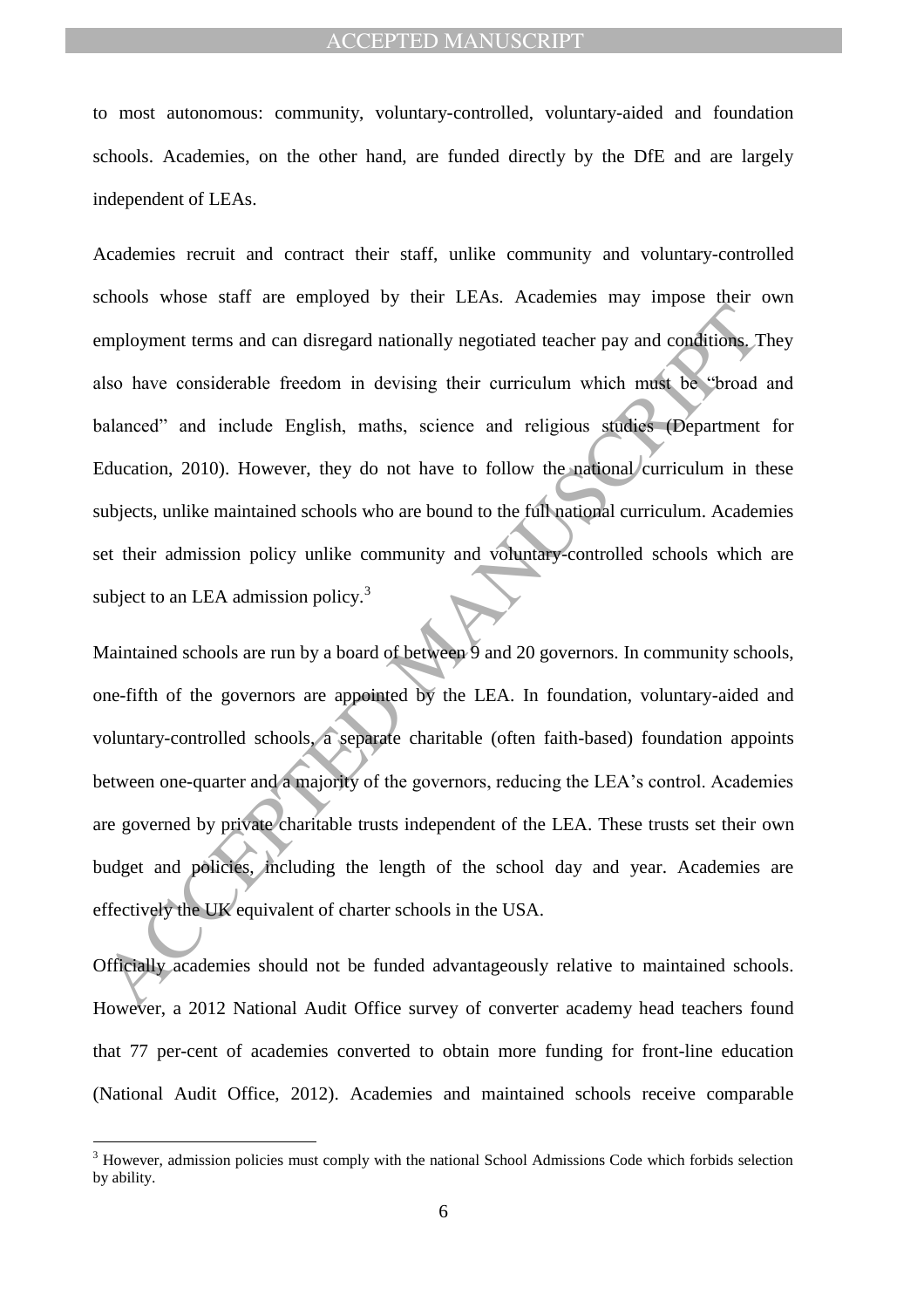to most autonomous: community, voluntary-controlled, voluntary-aided and foundation schools. Academies, on the other hand, are funded directly by the DfE and are largely independent of LEAs.

Academies recruit and contract their staff, unlike community and voluntary-controlled schools whose staff are employed by their LEAs. Academies may impose their own employment terms and can disregard nationally negotiated teacher pay and conditions. They also have considerable freedom in devising their curriculum which must be "broad and balanced" and include English, maths, science and religious studies (Department for Education, 2010). However, they do not have to follow the national curriculum in these subjects, unlike maintained schools who are bound to the full national curriculum. Academies set their admission policy unlike community and voluntary-controlled schools which are subject to an LEA admission policy.[3]

Maintained schools are run by a board of between 9 and 20 governors. In community schools, one-fifth of the governors are appointed by the LEA. In foundation, voluntary-aided and voluntary-controlled schools, a separate charitable (often faith-based) foundation appoints between one-quarter and a majority of the governors, reducing the LEA's control. Academies are governed by private charitable trusts independent of the LEA. These trusts set their own budget and policies, including the length of the school day and year. Academies are effectively the UK equivalent of charter schools in the USA.

Officially academies should not be funded advantageously relative to maintained schools. However, a 2012 National Audit Office survey of converter academy head teachers found that 77 per-cent of academies converted to obtain more funding for front-line education (National Audit Office, 2012). Academies and maintained schools receive comparable

[3] However, admission policies must comply with the national School Admissions Code which forbids selection by ability.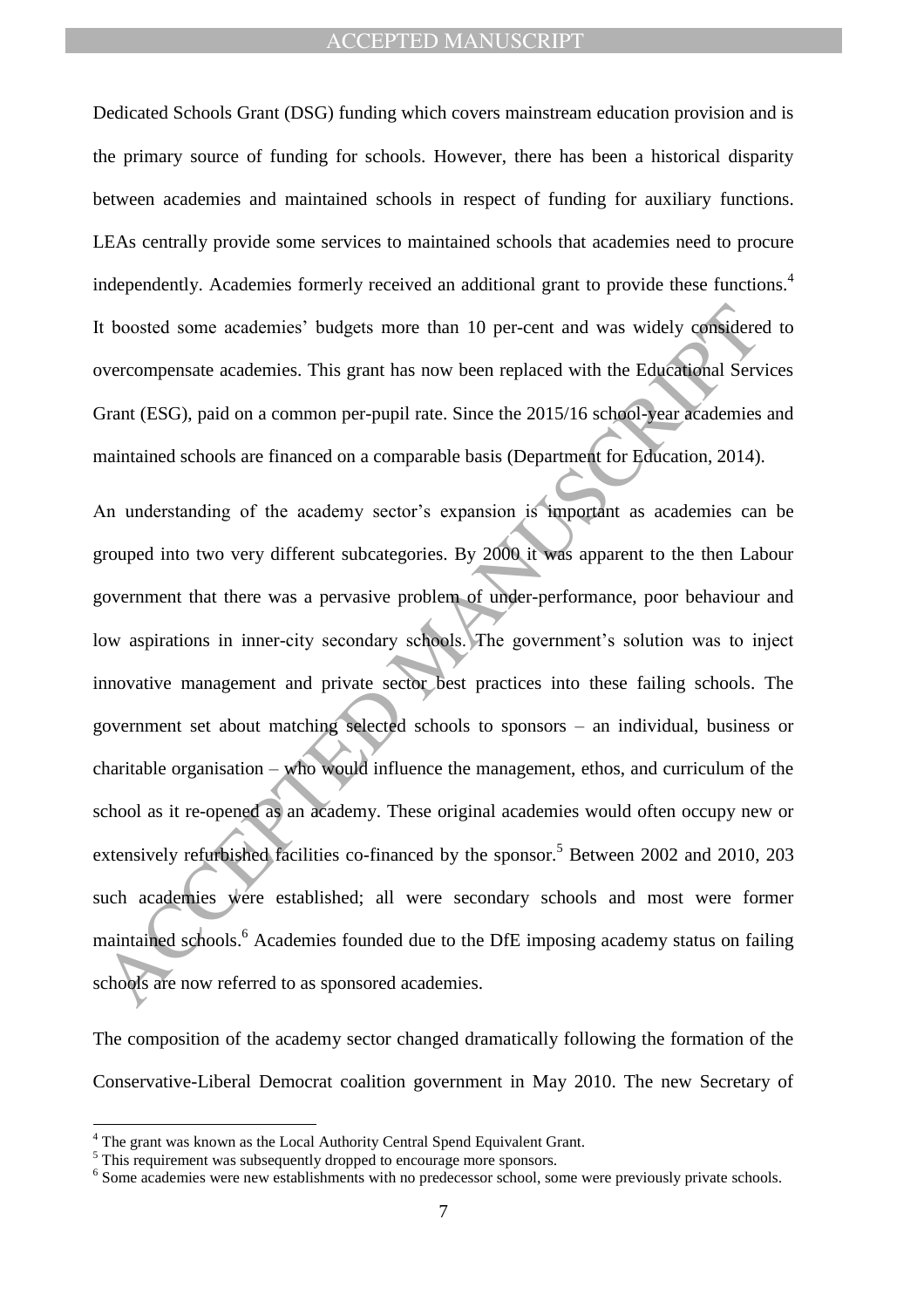Dedicated Schools Grant (DSG) funding which covers mainstream education provision and is the primary source of funding for schools. However, there has been a historical disparity between academies and maintained schools in respect of funding for auxiliary functions. LEAs centrally provide some services to maintained schools that academies need to procure independently. Academies formerly received an additional grant to provide these functions.[4] It boosted some academies' budgets more than 10 per-cent and was widely considered to overcompensate academies. This grant has now been replaced with the Educational Services Grant (ESG), paid on a common per-pupil rate. Since the 2015/16 school-year academies and maintained schools are financed on a comparable basis (Department for Education, 2014).

An understanding of the academy sector's expansion is important as academies can be grouped into two very different subcategories. By 2000 it was apparent to the then Labour government that there was a pervasive problem of under-performance, poor behaviour and low aspirations in inner-city secondary schools. The government's solution was to inject innovative management and private sector best practices into these failing schools. The government set about matching selected schools to sponsors – an individual, business or charitable organisation – who would influence the management, ethos, and curriculum of the school as it re-opened as an academy. These original academies would often occupy new or extensively refurbished facilities co-financed by the sponsor.[5] Between 2002 and 2010, 203 such academies were established; all were secondary schools and most were former maintained schools.[6] Academies founded due to the DfE imposing academy status on failing schools are now referred to as sponsored academies.

The composition of the academy sector changed dramatically following the formation of the Conservative-Liberal Democrat coalition government in May 2010. The new Secretary of

[4] The grant was known as the Local Authority Central Spend Equivalent Grant.

[5] This requirement was subsequently dropped to encourage more sponsors.

[6] Some academies were new establishments with no predecessor school, some were previously private schools.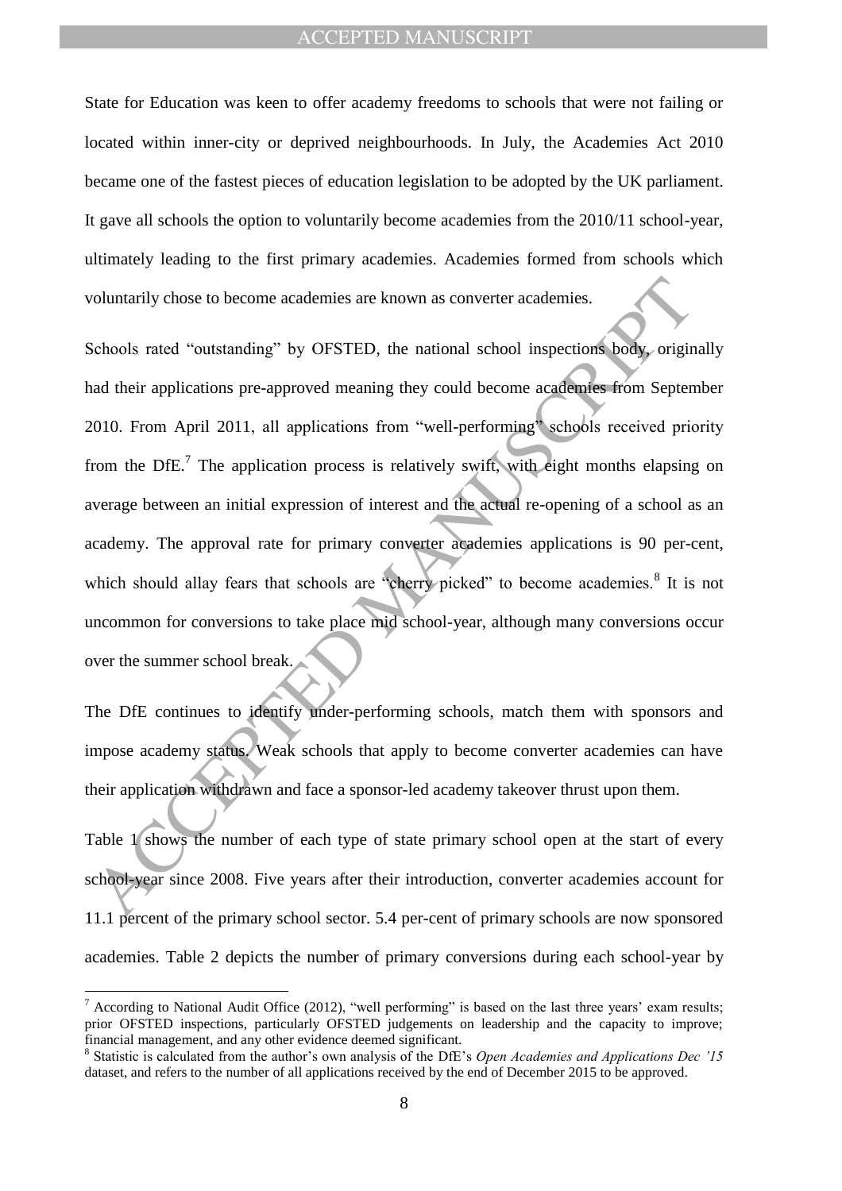State for Education was keen to offer academy freedoms to schools that were not failing or located within inner-city or deprived neighbourhoods. In July, the Academies Act 2010 became one of the fastest pieces of education legislation to be adopted by the UK parliament. It gave all schools the option to voluntarily become academies from the 2010/11 school-year, ultimately leading to the first primary academies. Academies formed from schools which voluntarily chose to become academies are known as converter academies.

Schools rated "outstanding" by OFSTED, the national school inspections body, originally had their applications pre-approved meaning they could become academies from September 2010. From April 2011, all applications from "well-performing" schools received priority from the DfE.[7] The application process is relatively swift, with eight months elapsing on average between an initial expression of interest and the actual re-opening of a school as an academy. The approval rate for primary converter academies applications is 90 per-cent, which should allay fears that schools are "cherry picked" to become academies.[8] It is not uncommon for conversions to take place mid school-year, although many conversions occur over the summer school break.

The DfE continues to identify under-performing schools, match them with sponsors and impose academy status. Weak schools that apply to become converter academies can have their application withdrawn and face a sponsor-led academy takeover thrust upon them.

Table 1 shows the number of each type of state primary school open at the start of every school-year since 2008. Five years after their introduction, converter academies account for 11.1 percent of the primary school sector. 5.4 per-cent of primary schools are now sponsored academies. Table 2 depicts the number of primary conversions during each school-year by

---

[7] According to National Audit Office (2012), "well performing" is based on the last three years' exam results; prior OFSTED inspections, particularly OFSTED judgements on leadership and the capacity to improve; financial management, and any other evidence deemed significant.

[8] Statistic is calculated from the author's own analysis of the DfE's *Open Academies and Applications Dec '15* dataset, and refers to the number of all applications received by the end of December 2015 to be approved.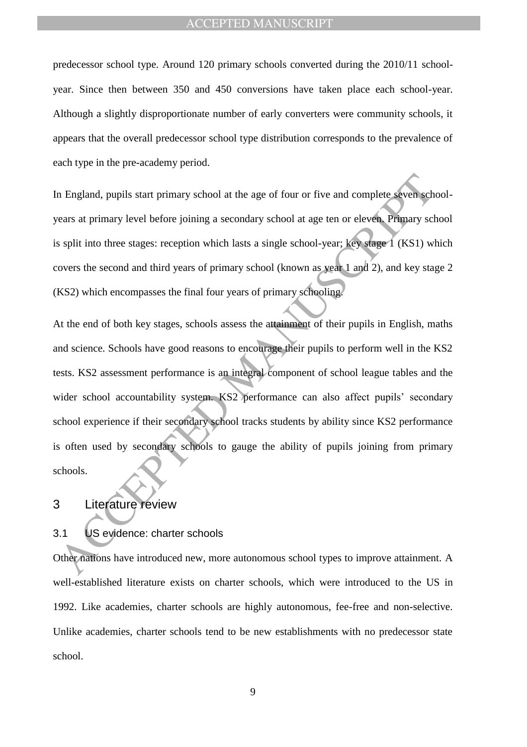predecessor school type. Around 120 primary schools converted during the 2010/11 school-year. Since then between 350 and 450 conversions have taken place each school-year. Although a slightly disproportionate number of early converters were community schools, it appears that the overall predecessor school type distribution corresponds to the prevalence of each type in the pre-academy period.

In England, pupils start primary school at the age of four or five and complete seven school-years at primary level before joining a secondary school at age ten or eleven. Primary school is split into three stages: reception which lasts a single school-year; key stage 1 (KS1) which covers the second and third years of primary school (known as year 1 and 2), and key stage 2 (KS2) which encompasses the final four years of primary schooling.

At the end of both key stages, schools assess the attainment of their pupils in English, maths and science. Schools have good reasons to encourage their pupils to perform well in the KS2 tests. KS2 assessment performance is an integral component of school league tables and the wider school accountability system. KS2 performance can also affect pupils' secondary school experience if their secondary school tracks students by ability since KS2 performance is often used by secondary schools to gauge the ability of pupils joining from primary schools.

# 3 Literature review

## 3.1 US evidence: charter schools

Other nations have introduced new, more autonomous school types to improve attainment. A well-established literature exists on charter schools, which were introduced to the US in 1992. Like academies, charter schools are highly autonomous, fee-free and non-selective. Unlike academies, charter schools tend to be new establishments with no predecessor state school.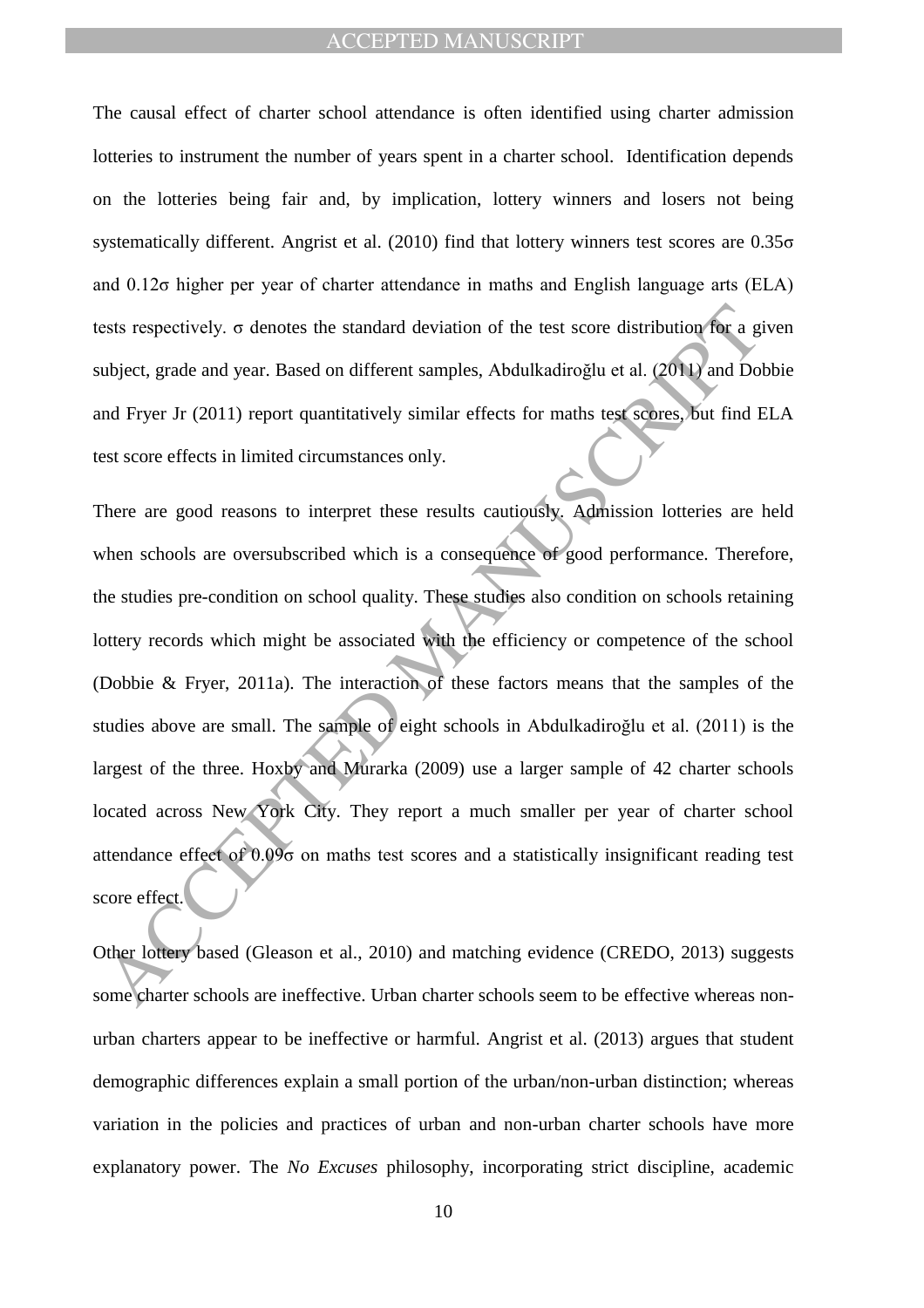The causal effect of charter school attendance is often identified using charter admission lotteries to instrument the number of years spent in a charter school. Identification depends on the lotteries being fair and, by implication, lottery winners and losers not being systematically different. Angrist et al. (2010) find that lottery winners test scores are 0.35σ and 0.12σ higher per year of charter attendance in maths and English language arts (ELA) tests respectively. σ denotes the standard deviation of the test score distribution for a given subject, grade and year. Based on different samples, Abdulkadiroğlu et al. (2011) and Dobbie and Fryer Jr (2011) report quantitatively similar effects for maths test scores, but find ELA test score effects in limited circumstances only.

There are good reasons to interpret these results cautiously. Admission lotteries are held when schools are oversubscribed which is a consequence of good performance. Therefore, the studies pre-condition on school quality. These studies also condition on schools retaining lottery records which might be associated with the efficiency or competence of the school (Dobbie & Fryer, 2011a). The interaction of these factors means that the samples of the studies above are small. The sample of eight schools in Abdulkadiroğlu et al. (2011) is the largest of the three. Hoxby and Murarka (2009) use a larger sample of 42 charter schools located across New York City. They report a much smaller per year of charter school attendance effect of 0.09σ on maths test scores and a statistically insignificant reading test score effect.

Other lottery based (Gleason et al., 2010) and matching evidence (CREDO, 2013) suggests some charter schools are ineffective. Urban charter schools seem to be effective whereas non-urban charters appear to be ineffective or harmful. Angrist et al. (2013) argues that student demographic differences explain a small portion of the urban/non-urban distinction; whereas variation in the policies and practices of urban and non-urban charter schools have more explanatory power. The *No Excuses* philosophy, incorporating strict discipline, academic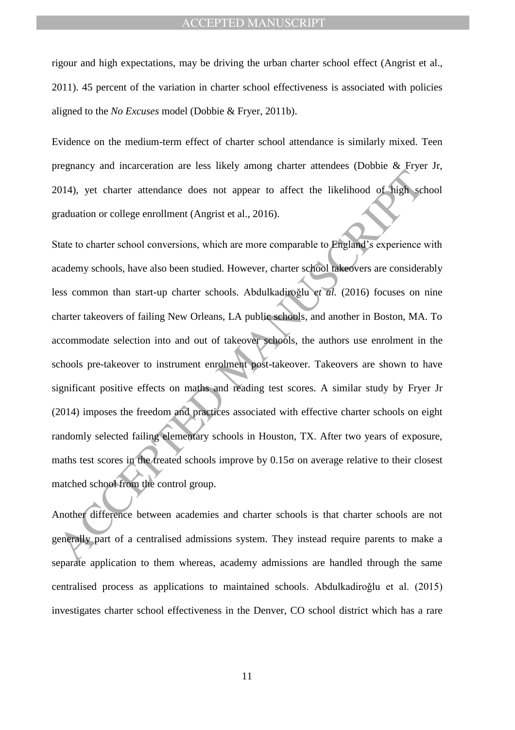rigour and high expectations, may be driving the urban charter school effect (Angrist et al., 2011). 45 percent of the variation in charter school effectiveness is associated with policies aligned to the *No Excuses* model (Dobbie & Fryer, 2011b).

Evidence on the medium-term effect of charter school attendance is similarly mixed. Teen pregnancy and incarceration are less likely among charter attendees (Dobbie & Fryer Jr, 2014), yet charter attendance does not appear to affect the likelihood of high school graduation or college enrollment (Angrist et al., 2016).

State to charter school conversions, which are more comparable to England's experience with academy schools, have also been studied. However, charter school takeovers are considerably less common than start-up charter schools. Abdulkadiroğlu *et al.* (2016) focuses on nine charter takeovers of failing New Orleans, LA public schools, and another in Boston, MA. To accommodate selection into and out of takeover schools, the authors use enrolment in the schools pre-takeover to instrument enrolment post-takeover. Takeovers are shown to have significant positive effects on maths and reading test scores. A similar study by Fryer Jr (2014) imposes the freedom and practices associated with effective charter schools on eight randomly selected failing elementary schools in Houston, TX. After two years of exposure, maths test scores in the treated schools improve by 0.15σ on average relative to their closest matched school from the control group.

Another difference between academies and charter schools is that charter schools are not generally part of a centralised admissions system. They instead require parents to make a separate application to them whereas, academy admissions are handled through the same centralised process as applications to maintained schools. Abdulkadiroğlu et al. (2015) investigates charter school effectiveness in the Denver, CO school district which has a rare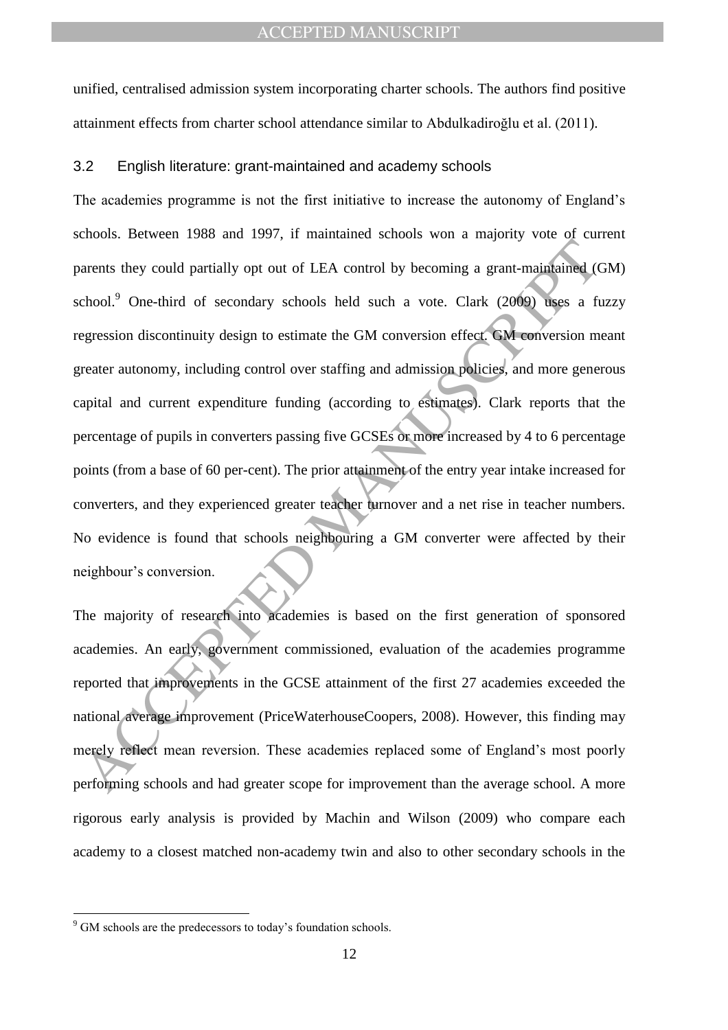unified, centralised admission system incorporating charter schools. The authors find positive attainment effects from charter school attendance similar to Abdulkadiroğlu et al. (2011).

### 3.2 English literature: grant-maintained and academy schools

The academies programme is not the first initiative to increase the autonomy of England's schools. Between 1988 and 1997, if maintained schools won a majority vote of current parents they could partially opt out of LEA control by becoming a grant-maintained (GM) school.[9] One-third of secondary schools held such a vote. Clark (2009) uses a fuzzy regression discontinuity design to estimate the GM conversion effect. GM conversion meant greater autonomy, including control over staffing and admission policies, and more generous capital and current expenditure funding (according to estimates). Clark reports that the percentage of pupils in converters passing five GCSEs or more increased by 4 to 6 percentage points (from a base of 60 per-cent). The prior attainment of the entry year intake increased for converters, and they experienced greater teacher turnover and a net rise in teacher numbers. No evidence is found that schools neighbouring a GM converter were affected by their neighbour's conversion.

The majority of research into academies is based on the first generation of sponsored academies. An early, government commissioned, evaluation of the academies programme reported that improvements in the GCSE attainment of the first 27 academies exceeded the national average improvement (PriceWaterhouseCoopers, 2008). However, this finding may merely reflect mean reversion. These academies replaced some of England's most poorly performing schools and had greater scope for improvement than the average school. A more rigorous early analysis is provided by Machin and Wilson (2009) who compare each academy to a closest matched non-academy twin and also to other secondary schools in the

---

[9] GM schools are the predecessors to today's foundation schools.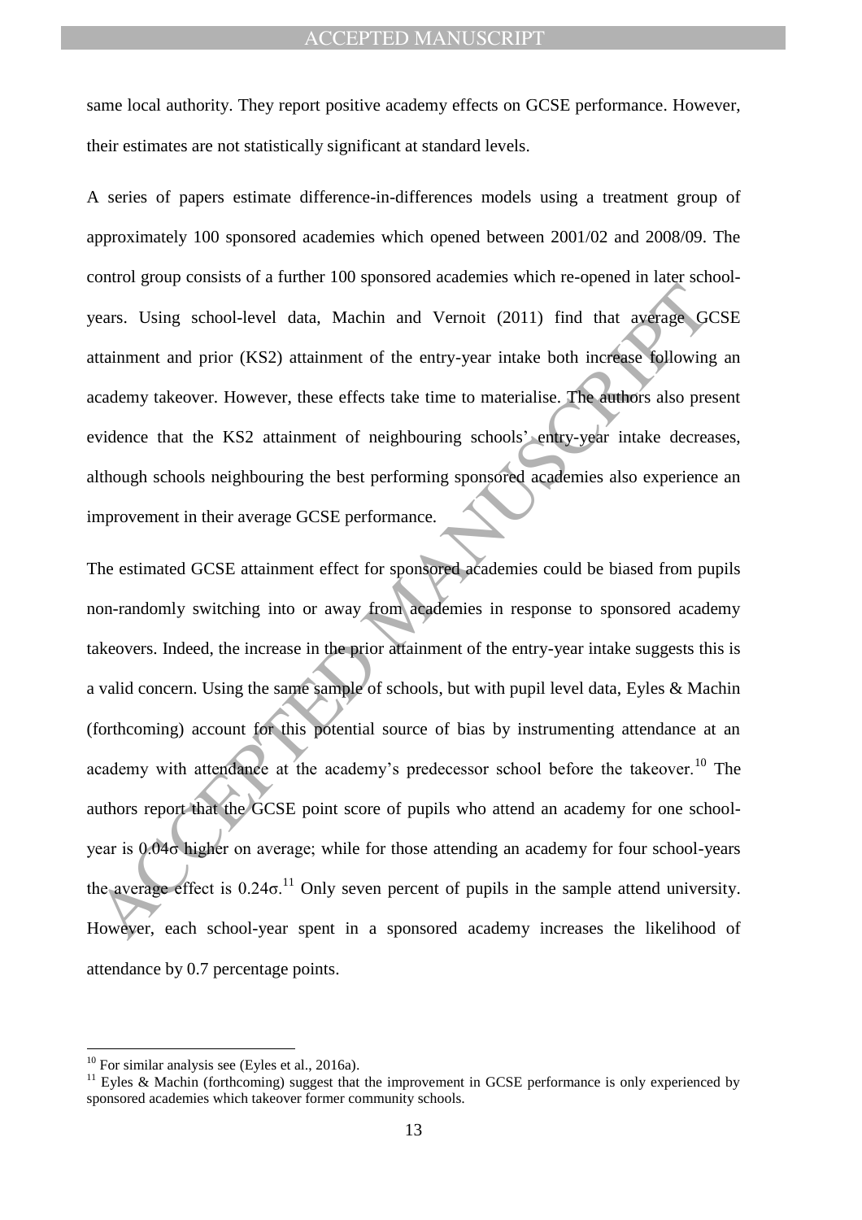same local authority. They report positive academy effects on GCSE performance. However, their estimates are not statistically significant at standard levels.

A series of papers estimate difference-in-differences models using a treatment group of approximately 100 sponsored academies which opened between 2001/02 and 2008/09. The control group consists of a further 100 sponsored academies which re-opened in later school-years. Using school-level data, Machin and Vernoit (2011) find that average GCSE attainment and prior (KS2) attainment of the entry-year intake both increase following an academy takeover. However, these effects take time to materialise. The authors also present evidence that the KS2 attainment of neighbouring schools' entry-year intake decreases, although schools neighbouring the best performing sponsored academies also experience an improvement in their average GCSE performance.

The estimated GCSE attainment effect for sponsored academies could be biased from pupils non-randomly switching into or away from academies in response to sponsored academy takeovers. Indeed, the increase in the prior attainment of the entry-year intake suggests this is a valid concern. Using the same sample of schools, but with pupil level data, Eyles & Machin (forthcoming) account for this potential source of bias by instrumenting attendance at an academy with attendance at the academy's predecessor school before the takeover.[10] The authors report that the GCSE point score of pupils who attend an academy for one school-year is $0.04\sigma$ higher on average; while for those attending an academy for four school-years the average effect is $0.24\sigma$.[11] Only seven percent of pupils in the sample attend university. However, each school-year spent in a sponsored academy increases the likelihood of attendance by 0.7 percentage points.

---

[10] For similar analysis see (Eyles et al., 2016a).

[11] Eyles & Machin (forthcoming) suggest that the improvement in GCSE performance is only experienced by sponsored academies which takeover former community schools.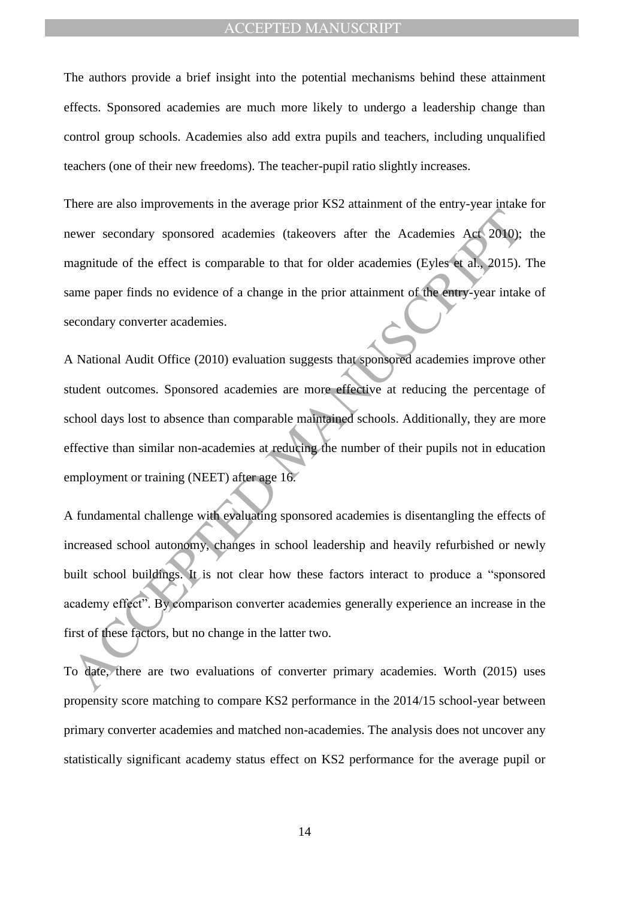The authors provide a brief insight into the potential mechanisms behind these attainment effects. Sponsored academies are much more likely to undergo a leadership change than control group schools. Academies also add extra pupils and teachers, including unqualified teachers (one of their new freedoms). The teacher-pupil ratio slightly increases.

There are also improvements in the average prior KS2 attainment of the entry-year intake for newer secondary sponsored academies (takeovers after the Academies Act 2010); the magnitude of the effect is comparable to that for older academies (Eyles et al., 2015). The same paper finds no evidence of a change in the prior attainment of the entry-year intake of secondary converter academies.

A National Audit Office (2010) evaluation suggests that sponsored academies improve other student outcomes. Sponsored academies are more effective at reducing the percentage of school days lost to absence than comparable maintained schools. Additionally, they are more effective than similar non-academies at reducing the number of their pupils not in education employment or training (NEET) after age 16.

A fundamental challenge with evaluating sponsored academies is disentangling the effects of increased school autonomy, changes in school leadership and heavily refurbished or newly built school buildings. It is not clear how these factors interact to produce a "sponsored academy effect". By comparison converter academies generally experience an increase in the first of these factors, but no change in the latter two.

To date, there are two evaluations of converter primary academies. Worth (2015) uses propensity score matching to compare KS2 performance in the 2014/15 school-year between primary converter academies and matched non-academies. The analysis does not uncover any statistically significant academy status effect on KS2 performance for the average pupil or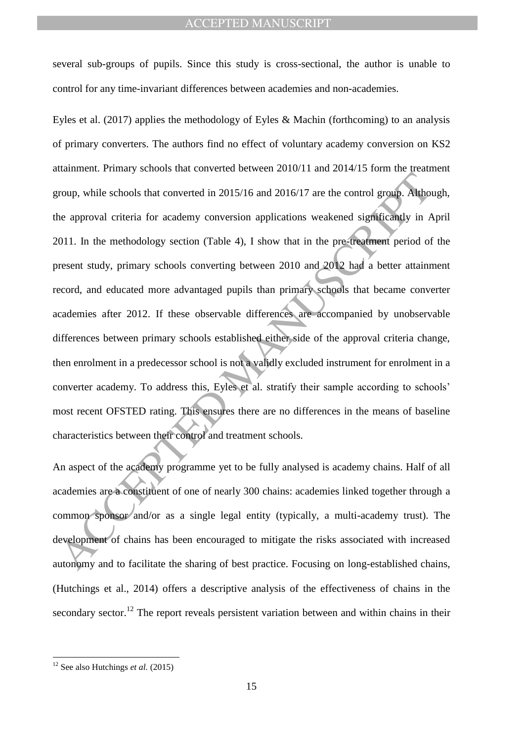several sub-groups of pupils. Since this study is cross-sectional, the author is unable to control for any time-invariant differences between academies and non-academies.

Eyles et al. (2017) applies the methodology of Eyles & Machin (forthcoming) to an analysis of primary converters. The authors find no effect of voluntary academy conversion on KS2 attainment. Primary schools that converted between 2010/11 and 2014/15 form the treatment group, while schools that converted in 2015/16 and 2016/17 are the control group. Although, the approval criteria for academy conversion applications weakened significantly in April 2011. In the methodology section (Table 4), I show that in the pre-treatment period of the present study, primary schools converting between 2010 and 2012 had a better attainment record, and educated more advantaged pupils than primary schools that became converter academies after 2012. If these observable differences are accompanied by unobservable differences between primary schools established either side of the approval criteria change, then enrolment in a predecessor school is not a validly excluded instrument for enrolment in a converter academy. To address this, Eyles et al. stratify their sample according to schools' most recent OFSTED rating. This ensures there are no differences in the means of baseline characteristics between their control and treatment schools.

An aspect of the academy programme yet to be fully analysed is academy chains. Half of all academies are a constituent of one of nearly 300 chains: academies linked together through a common sponsor and/or as a single legal entity (typically, a multi-academy trust). The development of chains has been encouraged to mitigate the risks associated with increased autonomy and to facilitate the sharing of best practice. Focusing on long-established chains, (Hutchings et al., 2014) offers a descriptive analysis of the effectiveness of chains in the secondary sector.[12] The report reveals persistent variation between and within chains in their

[12] See also Hutchings *et al.* (2015)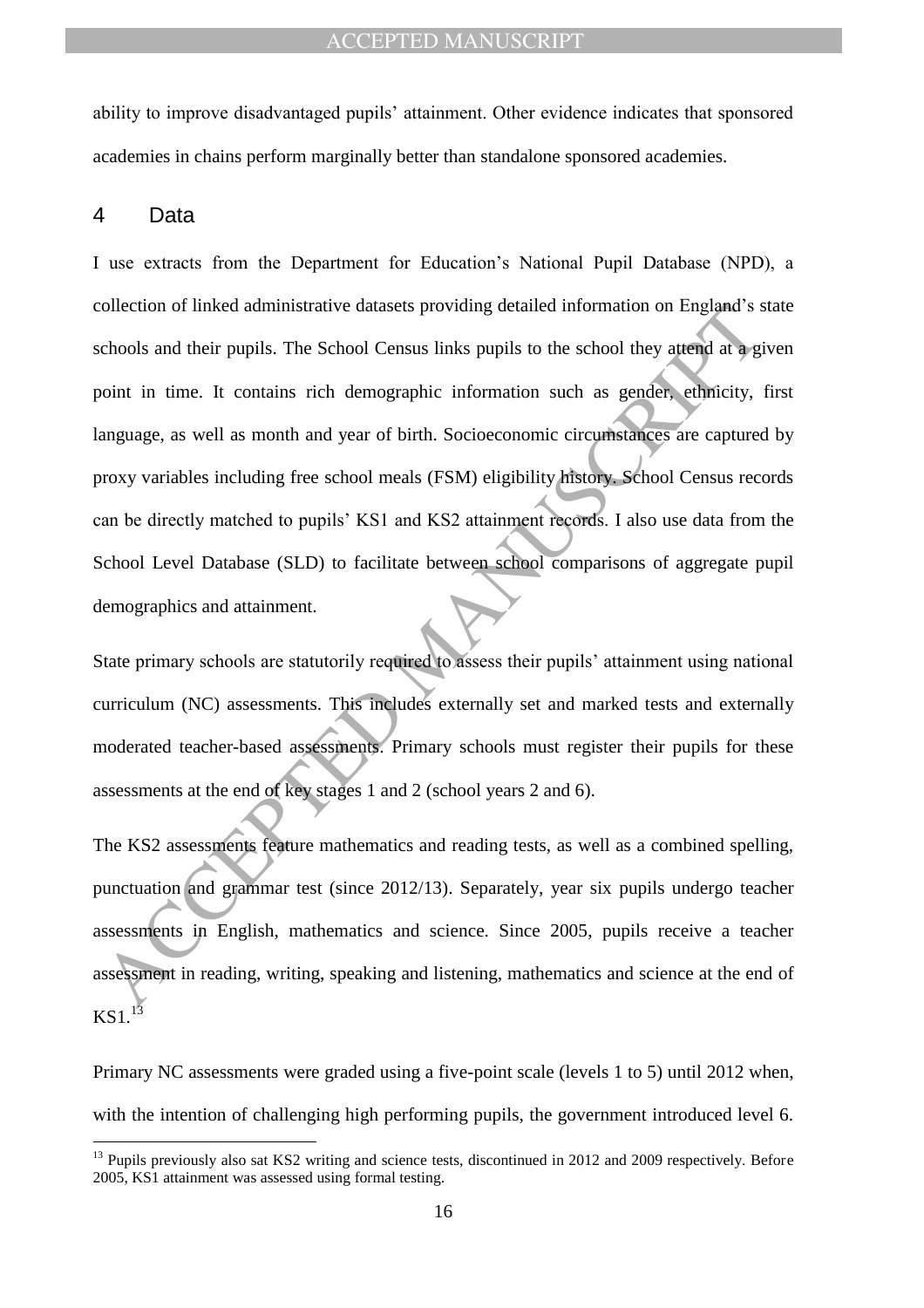ability to improve disadvantaged pupils' attainment. Other evidence indicates that sponsored academies in chains perform marginally better than standalone sponsored academies.

## 4 Data

I use extracts from the Department for Education's National Pupil Database (NPD), a collection of linked administrative datasets providing detailed information on England's state schools and their pupils. The School Census links pupils to the school they attend at a given point in time. It contains rich demographic information such as gender, ethnicity, first language, as well as month and year of birth. Socioeconomic circumstances are captured by proxy variables including free school meals (FSM) eligibility history. School Census records can be directly matched to pupils' KS1 and KS2 attainment records. I also use data from the School Level Database (SLD) to facilitate between school comparisons of aggregate pupil demographics and attainment.

State primary schools are statutorily required to assess their pupils' attainment using national curriculum (NC) assessments. This includes externally set and marked tests and externally moderated teacher-based assessments. Primary schools must register their pupils for these assessments at the end of key stages 1 and 2 (school years 2 and 6).

The KS2 assessments feature mathematics and reading tests, as well as a combined spelling, punctuation and grammar test (since 2012/13). Separately, year six pupils undergo teacher assessments in English, mathematics and science. Since 2005, pupils receive a teacher assessment in reading, writing, speaking and listening, mathematics and science at the end of KS1.[13]

Primary NC assessments were graded using a five-point scale (levels 1 to 5) until 2012 when, with the intention of challenging high performing pupils, the government introduced level 6.

[13] Pupils previously also sat KS2 writing and science tests, discontinued in 2012 and 2009 respectively. Before 2005, KS1 attainment was assessed using formal testing.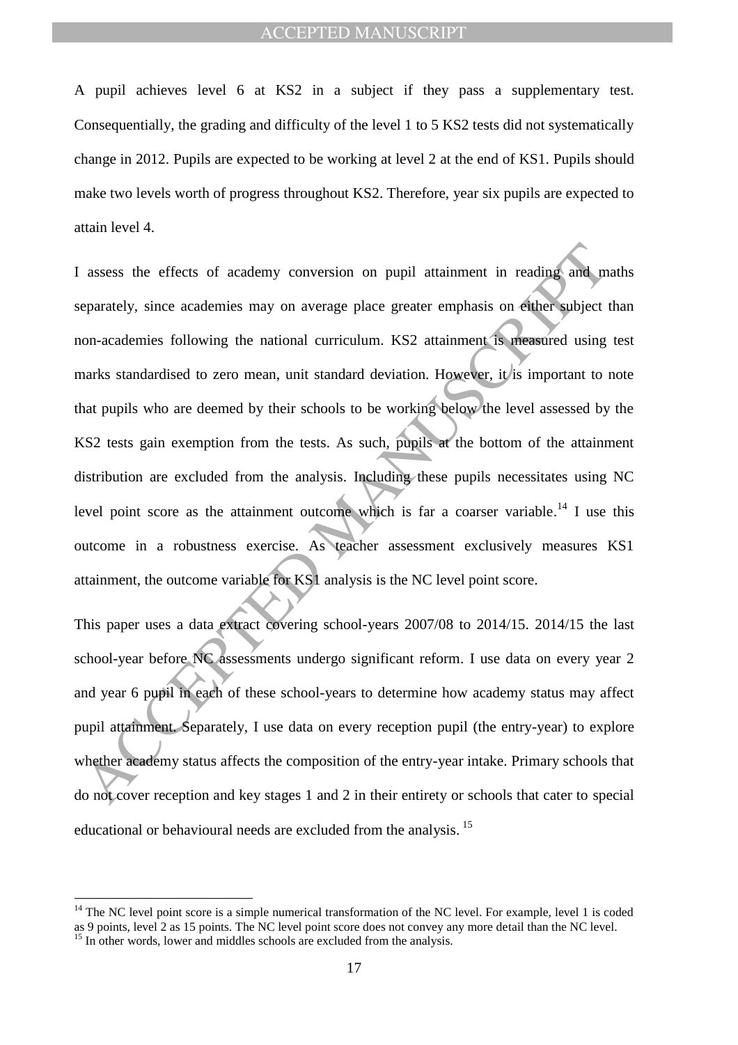A pupil achieves level 6 at KS2 in a subject if they pass a supplementary test. Consequentially, the grading and difficulty of the level 1 to 5 KS2 tests did not systematically change in 2012. Pupils are expected to be working at level 2 at the end of KS1. Pupils should make two levels worth of progress throughout KS2. Therefore, year six pupils are expected to attain level 4.

I assess the effects of academy conversion on pupil attainment in reading and maths separately, since academies may on average place greater emphasis on either subject than non-academies following the national curriculum. KS2 attainment is measured using test marks standardised to zero mean, unit standard deviation. However, it is important to note that pupils who are deemed by their schools to be working below the level assessed by the KS2 tests gain exemption from the tests. As such, pupils at the bottom of the attainment distribution are excluded from the analysis. Including these pupils necessitates using NC level point score as the attainment outcome which is far a coarser variable.[14] I use this outcome in a robustness exercise. As teacher assessment exclusively measures KS1 attainment, the outcome variable for KS1 analysis is the NC level point score.

This paper uses a data extract covering school-years 2007/08 to 2014/15. 2014/15 the last school-year before NC assessments undergo significant reform. I use data on every year 2 and year 6 pupil in each of these school-years to determine how academy status may affect pupil attainment. Separately, I use data on every reception pupil (the entry-year) to explore whether academy status affects the composition of the entry-year intake. Primary schools that do not cover reception and key stages 1 and 2 in their entirety or schools that cater to special educational or behavioural needs are excluded from the analysis.[15]

---

[14] The NC level point score is a simple numerical transformation of the NC level. For example, level 1 is coded as 9 points, level 2 as 15 points. The NC level point score does not convey any more detail than the NC level.

[15] In other words, lower and middles schools are excluded from the analysis.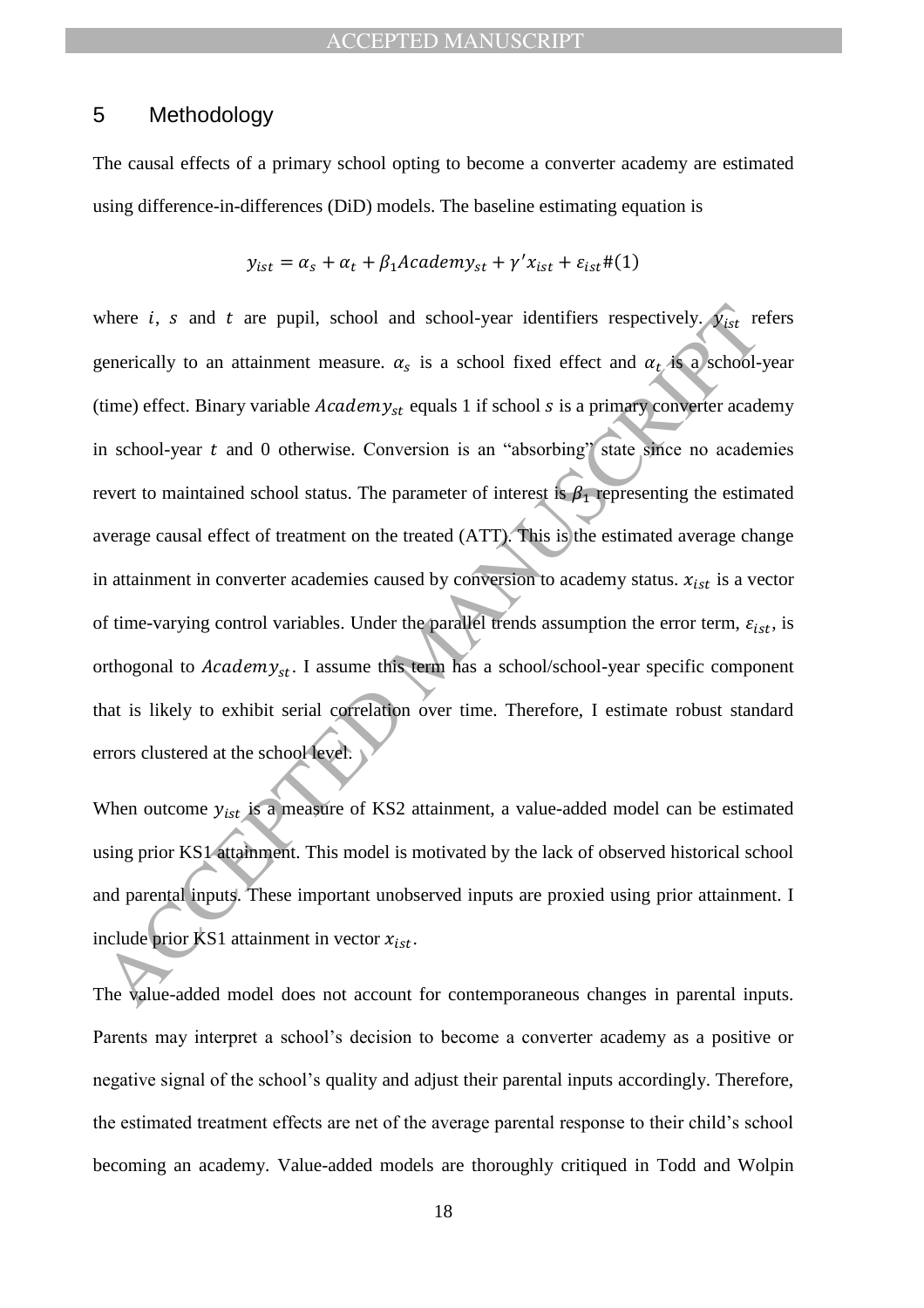## 5 Methodology

The causal effects of a primary school opting to become a converter academy are estimated using difference-in-differences (DiD) models. The baseline estimating equation is

$$y_{ist} = \alpha_s + \alpha_t + \beta_1 Academy_{st} + \gamma' x_{ist} + \varepsilon_{ist} \quad (1)$$

where $i$, $s$ and $t$ are pupil, school and school-year identifiers respectively. $y_{ist}$ refers generically to an attainment measure. $\alpha_s$ is a school fixed effect and $\alpha_t$ is a school-year (time) effect. Binary variable $Academy_{st}$ equals 1 if school $s$ is a primary converter academy in school-year $t$ and 0 otherwise. Conversion is an "absorbing" state since no academies revert to maintained school status. The parameter of interest is $\beta_1$ representing the estimated average causal effect of treatment on the treated (ATT). This is the estimated average change in attainment in converter academies caused by conversion to academy status. $x_{ist}$ is a vector of time-varying control variables. Under the parallel trends assumption the error term, $\varepsilon_{ist}$, is orthogonal to $Academy_{st}$. I assume this term has a school/school-year specific component that is likely to exhibit serial correlation over time. Therefore, I estimate robust standard errors clustered at the school level.

When outcome $y_{ist}$ is a measure of KS2 attainment, a value-added model can be estimated using prior KS1 attainment. This model is motivated by the lack of observed historical school and parental inputs. These important unobserved inputs are proxied using prior attainment. I include prior KS1 attainment in vector $x_{ist}$.

The value-added model does not account for contemporaneous changes in parental inputs. Parents may interpret a school's decision to become a converter academy as a positive or negative signal of the school's quality and adjust their parental inputs accordingly. Therefore, the estimated treatment effects are net of the average parental response to their child's school becoming an academy. Value-added models are thoroughly critiqued in Todd and Wolpin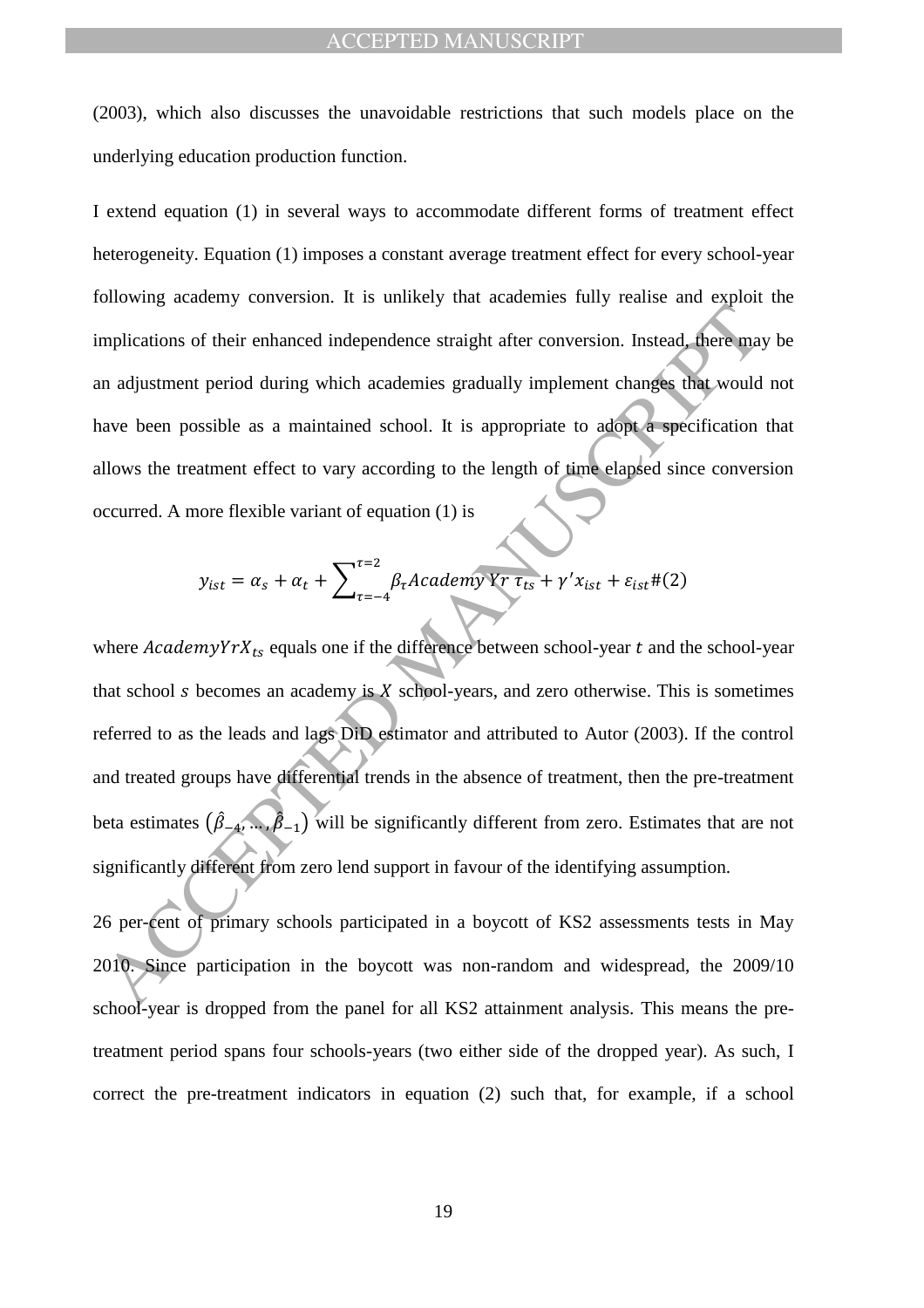(2003), which also discusses the unavoidable restrictions that such models place on the underlying education production function.

I extend equation (1) in several ways to accommodate different forms of treatment effect heterogeneity. Equation (1) imposes a constant average treatment effect for every school-year following academy conversion. It is unlikely that academies fully realise and exploit the implications of their enhanced independence straight after conversion. Instead, there may be an adjustment period during which academies gradually implement changes that would not have been possible as a maintained school. It is appropriate to adopt a specification that allows the treatment effect to vary according to the length of time elapsed since conversion occurred. A more flexible variant of equation (1) is

$$y_{ist} = \alpha_s + \alpha_t + \sum_{\tau=-4}^{\tau=2} \beta_\tau Academy\,Yr\,\tau_{ts} + \gamma' x_{ist} + \varepsilon_{ist} \#(2)$$

where $AcademyYrX_{ts}$ equals one if the difference between school-year $t$ and the school-year that school $s$ becomes an academy is $X$ school-years, and zero otherwise. This is sometimes referred to as the leads and lags DiD estimator and attributed to Autor (2003). If the control and treated groups have differential trends in the absence of treatment, then the pre-treatment beta estimates $(\hat{\beta}_{-4}, \dots, \hat{\beta}_{-1})$ will be significantly different from zero. Estimates that are not significantly different from zero lend support in favour of the identifying assumption.

26 per-cent of primary schools participated in a boycott of KS2 assessments tests in May 2010. Since participation in the boycott was non-random and widespread, the 2009/10 school-year is dropped from the panel for all KS2 attainment analysis. This means the pre-treatment period spans four schools-years (two either side of the dropped year). As such, I correct the pre-treatment indicators in equation (2) such that, for example, if a school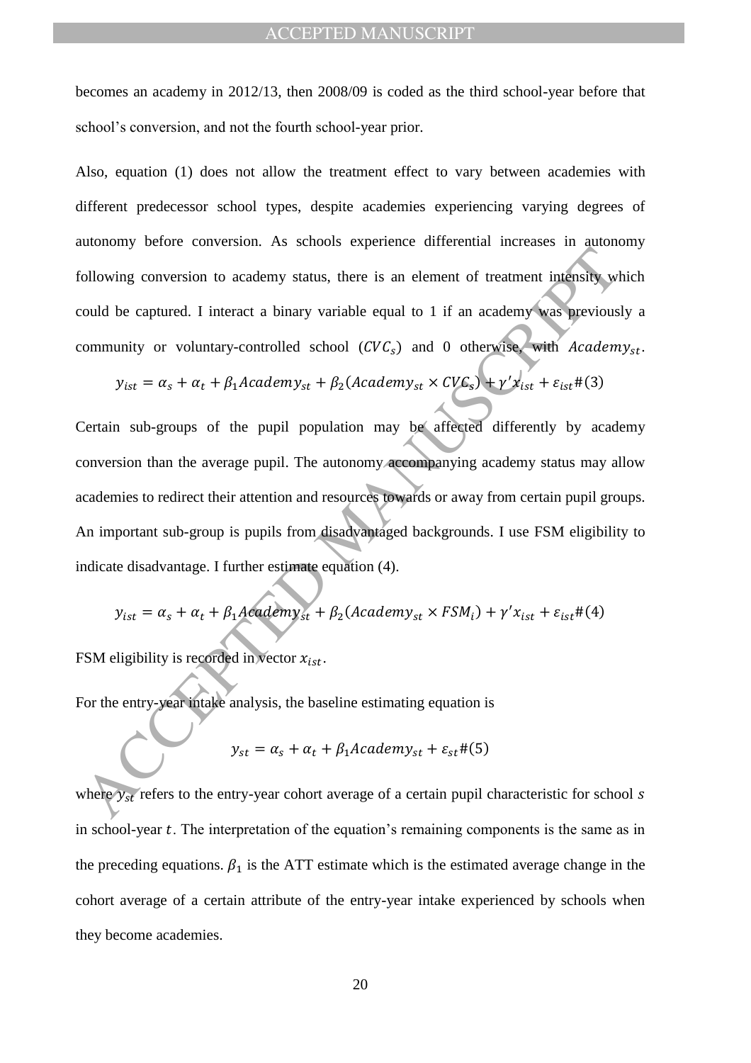becomes an academy in 2012/13, then 2008/09 is coded as the third school-year before that school's conversion, and not the fourth school-year prior.

Also, equation (1) does not allow the treatment effect to vary between academies with different predecessor school types, despite academies experiencing varying degrees of autonomy before conversion. As schools experience differential increases in autonomy following conversion to academy status, there is an element of treatment intensity which could be captured. I interact a binary variable equal to 1 if an academy was previously a community or voluntary-controlled school ($CVC_s$) and 0 otherwise, with $Academy_{st}$.

$$y_{ist} = \alpha_s + \alpha_t + \beta_1 Academy_{st} + \beta_2 (Academy_{st} \times CVC_s) + \gamma' x_{ist} + \varepsilon_{ist} \quad (3)$$

Certain sub-groups of the pupil population may be affected differently by academy conversion than the average pupil. The autonomy accompanying academy status may allow academies to redirect their attention and resources towards or away from certain pupil groups. An important sub-group is pupils from disadvantaged backgrounds. I use FSM eligibility to indicate disadvantage. I further estimate equation (4).

$$y_{ist} = \alpha_s + \alpha_t + \beta_1 Academy_{st} + \beta_2 (Academy_{st} \times FSM_i) + \gamma' x_{ist} + \varepsilon_{ist} \quad (4)$$

FSM eligibility is recorded in vector $x_{ist}$.

For the entry-year intake analysis, the baseline estimating equation is

$$y_{st} = \alpha_s + \alpha_t + \beta_1 Academy_{st} + \varepsilon_{st} \quad (5)$$

where $y_{st}$ refers to the entry-year cohort average of a certain pupil characteristic for school $s$ in school-year $t$. The interpretation of the equation's remaining components is the same as in the preceding equations. $\beta_1$ is the ATT estimate which is the estimated average change in the cohort average of a certain attribute of the entry-year intake experienced by schools when they become academies.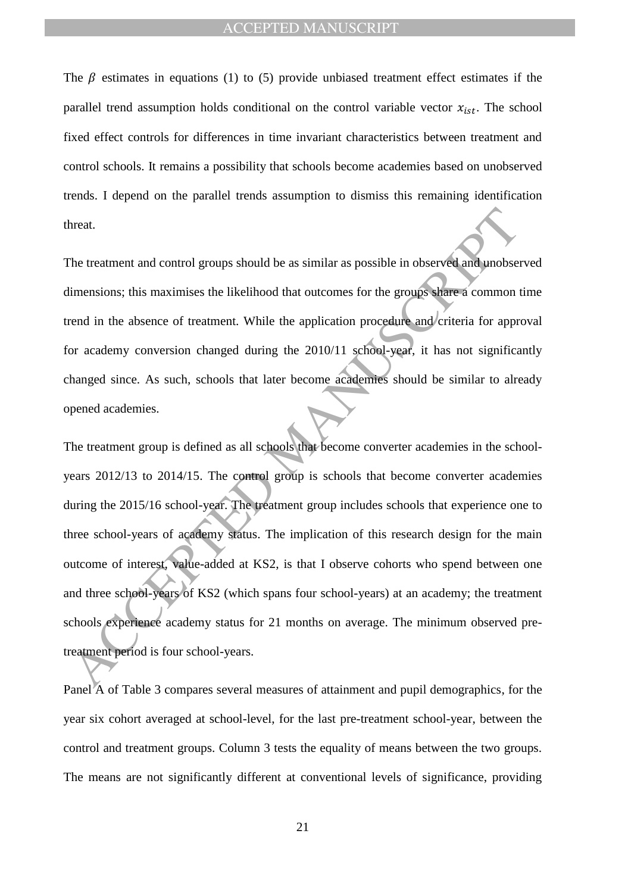The $\beta$ estimates in equations (1) to (5) provide unbiased treatment effect estimates if the parallel trend assumption holds conditional on the control variable vector $x_{ist}$. The school fixed effect controls for differences in time invariant characteristics between treatment and control schools. It remains a possibility that schools become academies based on unobserved trends. I depend on the parallel trends assumption to dismiss this remaining identification threat.

The treatment and control groups should be as similar as possible in observed and unobserved dimensions; this maximises the likelihood that outcomes for the groups share a common time trend in the absence of treatment. While the application procedure and criteria for approval for academy conversion changed during the 2010/11 school-year, it has not significantly changed since. As such, schools that later become academies should be similar to already opened academies.

The treatment group is defined as all schools that become converter academies in the school-years 2012/13 to 2014/15. The control group is schools that become converter academies during the 2015/16 school-year. The treatment group includes schools that experience one to three school-years of academy status. The implication of this research design for the main outcome of interest, value-added at KS2, is that I observe cohorts who spend between one and three school-years of KS2 (which spans four school-years) at an academy; the treatment schools experience academy status for 21 months on average. The minimum observed pre-treatment period is four school-years.

Panel A of Table 3 compares several measures of attainment and pupil demographics, for the year six cohort averaged at school-level, for the last pre-treatment school-year, between the control and treatment groups. Column 3 tests the equality of means between the two groups. The means are not significantly different at conventional levels of significance, providing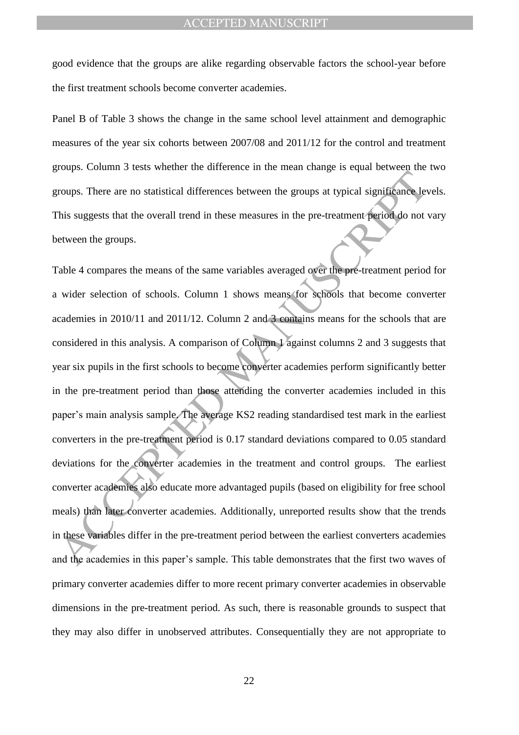good evidence that the groups are alike regarding observable factors the school-year before the first treatment schools become converter academies.

Panel B of Table 3 shows the change in the same school level attainment and demographic measures of the year six cohorts between 2007/08 and 2011/12 for the control and treatment groups. Column 3 tests whether the difference in the mean change is equal between the two groups. There are no statistical differences between the groups at typical significance levels. This suggests that the overall trend in these measures in the pre-treatment period do not vary between the groups.

Table 4 compares the means of the same variables averaged over the pre-treatment period for a wider selection of schools. Column 1 shows means for schools that become converter academies in 2010/11 and 2011/12. Column 2 and 3 contains means for the schools that are considered in this analysis. A comparison of Column 1 against columns 2 and 3 suggests that year six pupils in the first schools to become converter academies perform significantly better in the pre-treatment period than those attending the converter academies included in this paper's main analysis sample. The average KS2 reading standardised test mark in the earliest converters in the pre-treatment period is 0.17 standard deviations compared to 0.05 standard deviations for the converter academies in the treatment and control groups. The earliest converter academies also educate more advantaged pupils (based on eligibility for free school meals) than later converter academies. Additionally, unreported results show that the trends in these variables differ in the pre-treatment period between the earliest converters academies and the academies in this paper's sample. This table demonstrates that the first two waves of primary converter academies differ to more recent primary converter academies in observable dimensions in the pre-treatment period. As such, there is reasonable grounds to suspect that they may also differ in unobserved attributes. Consequentially they are not appropriate to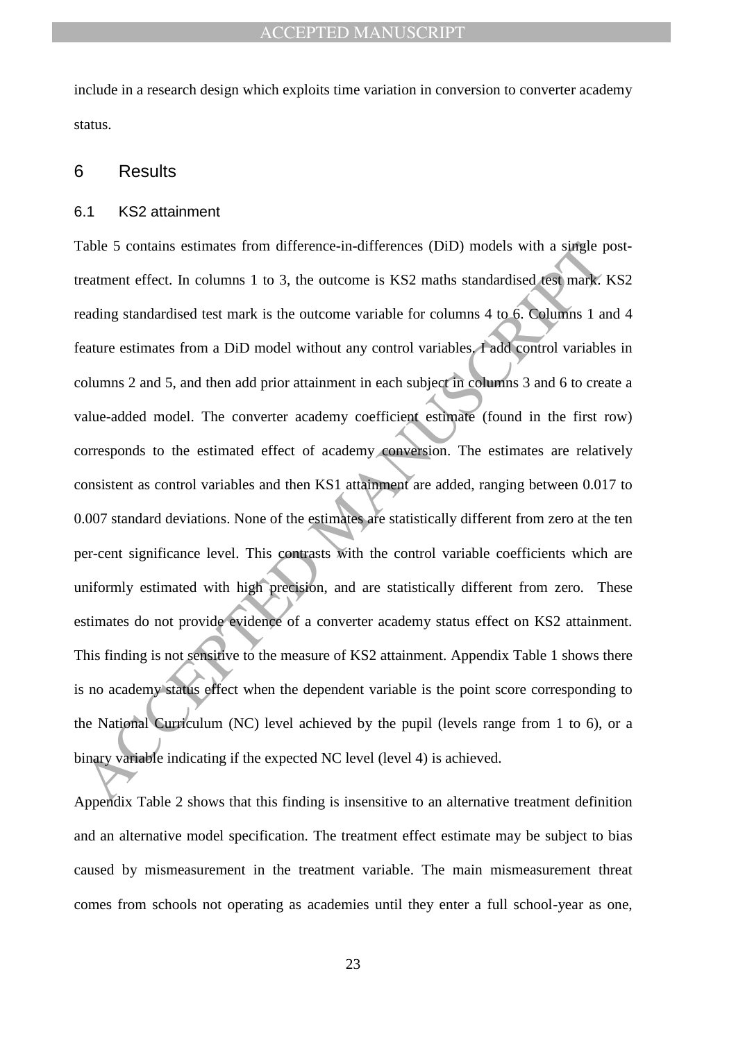include in a research design which exploits time variation in conversion to converter academy status.

# 6 Results

## 6.1 KS2 attainment

Table 5 contains estimates from difference-in-differences (DiD) models with a single post-treatment effect. In columns 1 to 3, the outcome is KS2 maths standardised test mark. KS2 reading standardised test mark is the outcome variable for columns 4 to 6. Columns 1 and 4 feature estimates from a DiD model without any control variables. I add control variables in columns 2 and 5, and then add prior attainment in each subject in columns 3 and 6 to create a value-added model. The converter academy coefficient estimate (found in the first row) corresponds to the estimated effect of academy conversion. The estimates are relatively consistent as control variables and then KS1 attainment are added, ranging between 0.017 to 0.007 standard deviations. None of the estimates are statistically different from zero at the ten per-cent significance level. This contrasts with the control variable coefficients which are uniformly estimated with high precision, and are statistically different from zero. These estimates do not provide evidence of a converter academy status effect on KS2 attainment. This finding is not sensitive to the measure of KS2 attainment. Appendix Table 1 shows there is no academy status effect when the dependent variable is the point score corresponding to the National Curriculum (NC) level achieved by the pupil (levels range from 1 to 6), or a binary variable indicating if the expected NC level (level 4) is achieved.

Appendix Table 2 shows that this finding is insensitive to an alternative treatment definition and an alternative model specification. The treatment effect estimate may be subject to bias caused by mismeasurement in the treatment variable. The main mismeasurement threat comes from schools not operating as academies until they enter a full school-year as one,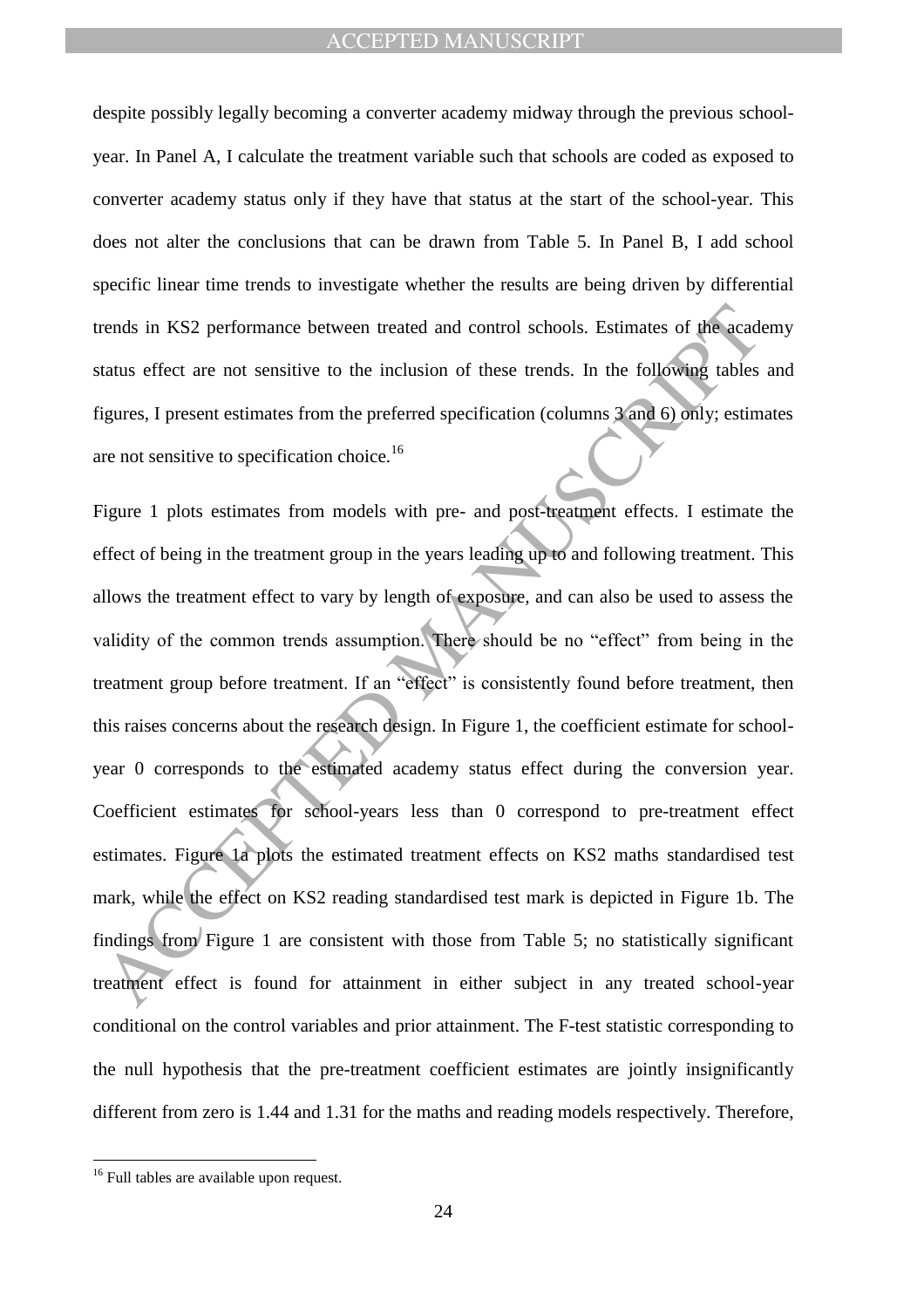despite possibly legally becoming a converter academy midway through the previous school-year. In Panel A, I calculate the treatment variable such that schools are coded as exposed to converter academy status only if they have that status at the start of the school-year. This does not alter the conclusions that can be drawn from Table 5. In Panel B, I add school specific linear time trends to investigate whether the results are being driven by differential trends in KS2 performance between treated and control schools. Estimates of the academy status effect are not sensitive to the inclusion of these trends. In the following tables and figures, I present estimates from the preferred specification (columns 3 and 6) only; estimates are not sensitive to specification choice.[16]

Figure 1 plots estimates from models with pre- and post-treatment effects. I estimate the effect of being in the treatment group in the years leading up to and following treatment. This allows the treatment effect to vary by length of exposure, and can also be used to assess the validity of the common trends assumption. There should be no "effect" from being in the treatment group before treatment. If an "effect" is consistently found before treatment, then this raises concerns about the research design. In Figure 1, the coefficient estimate for school-year 0 corresponds to the estimated academy status effect during the conversion year. Coefficient estimates for school-years less than 0 correspond to pre-treatment effect estimates. Figure 1a plots the estimated treatment effects on KS2 maths standardised test mark, while the effect on KS2 reading standardised test mark is depicted in Figure 1b. The findings from Figure 1 are consistent with those from Table 5; no statistically significant treatment effect is found for attainment in either subject in any treated school-year conditional on the control variables and prior attainment. The F-test statistic corresponding to the null hypothesis that the pre-treatment coefficient estimates are jointly insignificantly different from zero is 1.44 and 1.31 for the maths and reading models respectively. Therefore,

[16] Full tables are available upon request.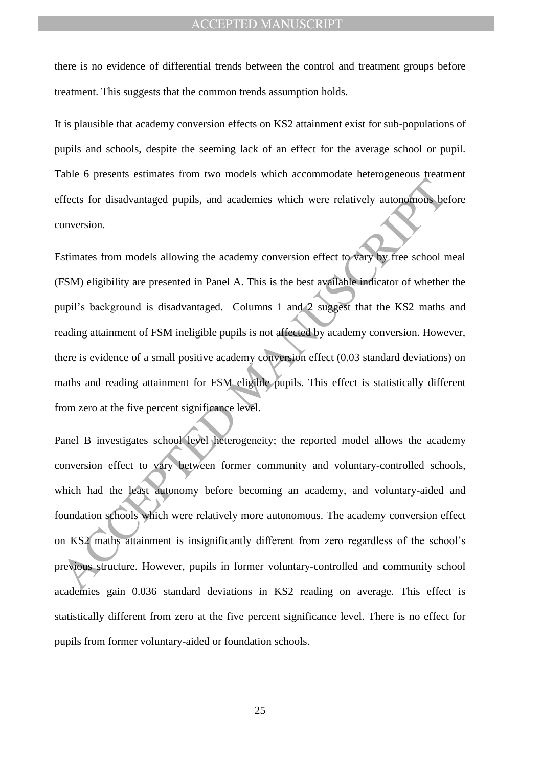there is no evidence of differential trends between the control and treatment groups before treatment. This suggests that the common trends assumption holds.

It is plausible that academy conversion effects on KS2 attainment exist for sub-populations of pupils and schools, despite the seeming lack of an effect for the average school or pupil. Table 6 presents estimates from two models which accommodate heterogeneous treatment effects for disadvantaged pupils, and academies which were relatively autonomous before conversion.

Estimates from models allowing the academy conversion effect to vary by free school meal (FSM) eligibility are presented in Panel A. This is the best available indicator of whether the pupil's background is disadvantaged. Columns 1 and 2 suggest that the KS2 maths and reading attainment of FSM ineligible pupils is not affected by academy conversion. However, there is evidence of a small positive academy conversion effect (0.03 standard deviations) on maths and reading attainment for FSM eligible pupils. This effect is statistically different from zero at the five percent significance level.

Panel B investigates school level heterogeneity; the reported model allows the academy conversion effect to vary between former community and voluntary-controlled schools, which had the least autonomy before becoming an academy, and voluntary-aided and foundation schools which were relatively more autonomous. The academy conversion effect on KS2 maths attainment is insignificantly different from zero regardless of the school's previous structure. However, pupils in former voluntary-controlled and community school academies gain 0.036 standard deviations in KS2 reading on average. This effect is statistically different from zero at the five percent significance level. There is no effect for pupils from former voluntary-aided or foundation schools.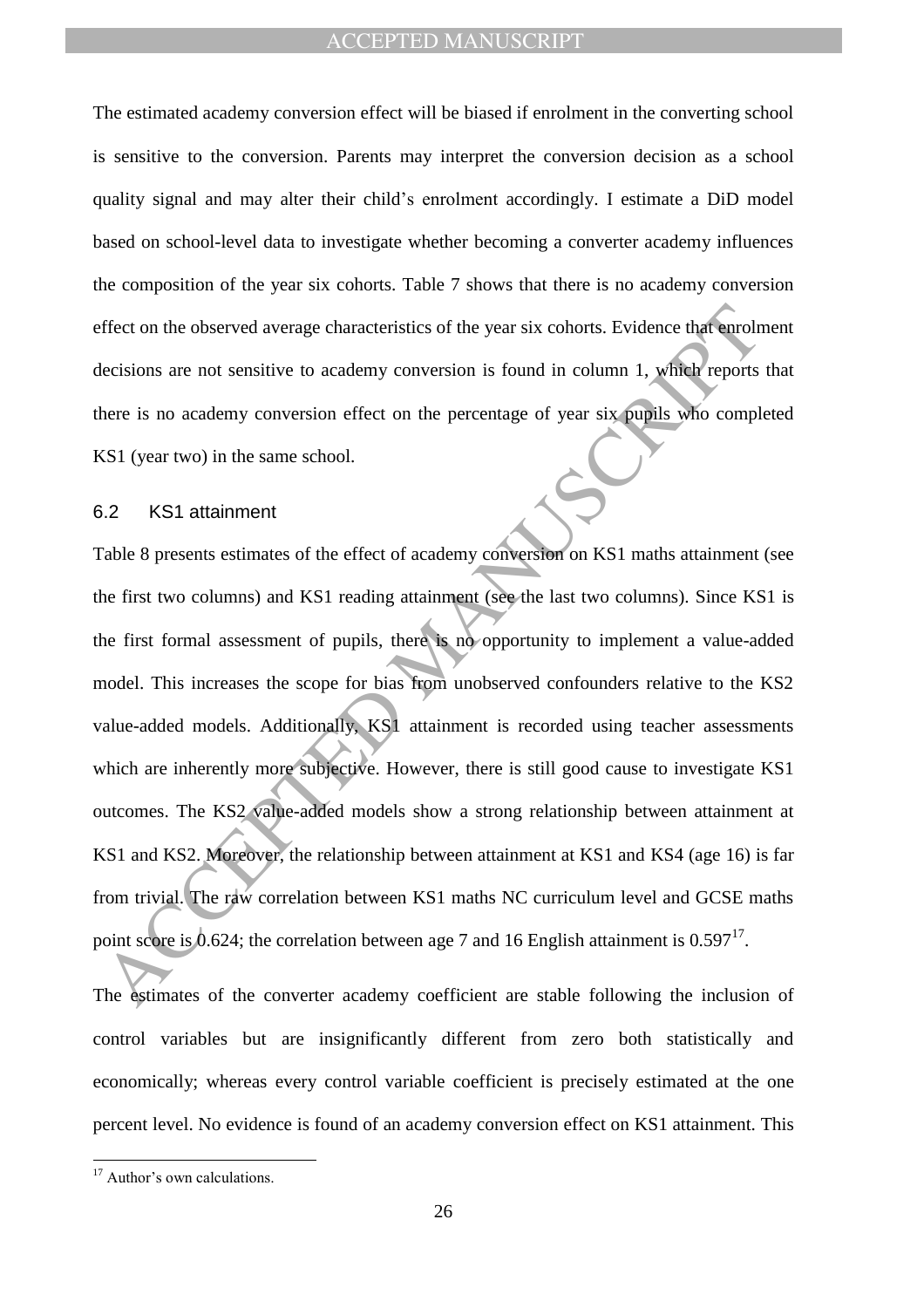The estimated academy conversion effect will be biased if enrolment in the converting school is sensitive to the conversion. Parents may interpret the conversion decision as a school quality signal and may alter their child's enrolment accordingly. I estimate a DiD model based on school-level data to investigate whether becoming a converter academy influences the composition of the year six cohorts. Table 7 shows that there is no academy conversion effect on the observed average characteristics of the year six cohorts. Evidence that enrolment decisions are not sensitive to academy conversion is found in column 1, which reports that there is no academy conversion effect on the percentage of year six pupils who completed KS1 (year two) in the same school.

## 6.2 KS1 attainment

Table 8 presents estimates of the effect of academy conversion on KS1 maths attainment (see the first two columns) and KS1 reading attainment (see the last two columns). Since KS1 is the first formal assessment of pupils, there is no opportunity to implement a value-added model. This increases the scope for bias from unobserved confounders relative to the KS2 value-added models. Additionally, KS1 attainment is recorded using teacher assessments which are inherently more subjective. However, there is still good cause to investigate KS1 outcomes. The KS2 value-added models show a strong relationship between attainment at KS1 and KS2. Moreover, the relationship between attainment at KS1 and KS4 (age 16) is far from trivial. The raw correlation between KS1 maths NC curriculum level and GCSE maths point score is 0.624; the correlation between age 7 and 16 English attainment is 0.597[17].

The estimates of the converter academy coefficient are stable following the inclusion of control variables but are insignificantly different from zero both statistically and economically; whereas every control variable coefficient is precisely estimated at the one percent level. No evidence is found of an academy conversion effect on KS1 attainment. This

[17] Author's own calculations.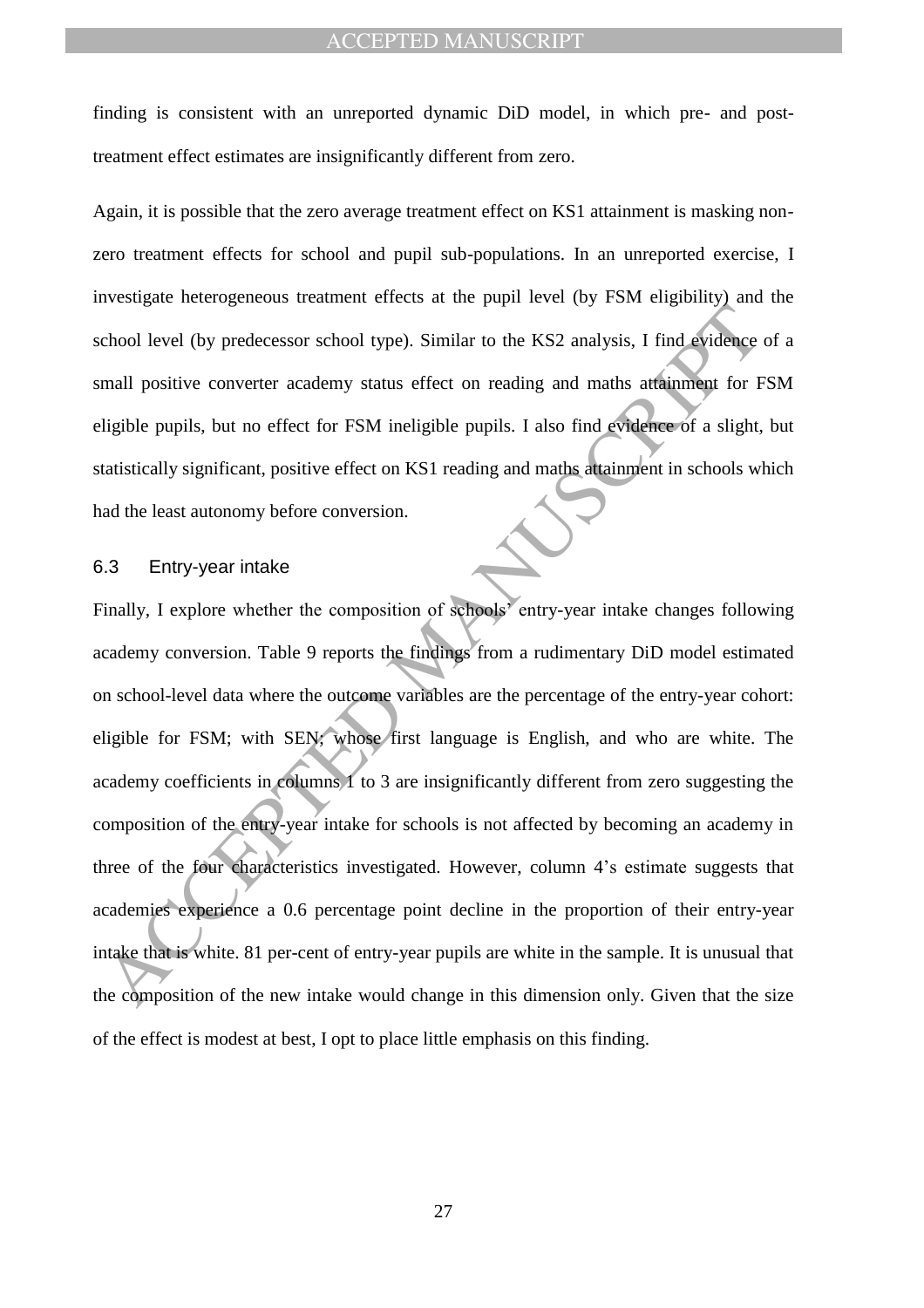finding is consistent with an unreported dynamic DiD model, in which pre- and post-treatment effect estimates are insignificantly different from zero.

Again, it is possible that the zero average treatment effect on KS1 attainment is masking non-zero treatment effects for school and pupil sub-populations. In an unreported exercise, I investigate heterogeneous treatment effects at the pupil level (by FSM eligibility) and the school level (by predecessor school type). Similar to the KS2 analysis, I find evidence of a small positive converter academy status effect on reading and maths attainment for FSM eligible pupils, but no effect for FSM ineligible pupils. I also find evidence of a slight, but statistically significant, positive effect on KS1 reading and maths attainment in schools which had the least autonomy before conversion.

### 6.3 Entry-year intake

Finally, I explore whether the composition of schools' entry-year intake changes following academy conversion. Table 9 reports the findings from a rudimentary DiD model estimated on school-level data where the outcome variables are the percentage of the entry-year cohort: eligible for FSM; with SEN; whose first language is English, and who are white. The academy coefficients in columns 1 to 3 are insignificantly different from zero suggesting the composition of the entry-year intake for schools is not affected by becoming an academy in three of the four characteristics investigated. However, column 4's estimate suggests that academies experience a 0.6 percentage point decline in the proportion of their entry-year intake that is white. 81 per-cent of entry-year pupils are white in the sample. It is unusual that the composition of the new intake would change in this dimension only. Given that the size of the effect is modest at best, I opt to place little emphasis on this finding.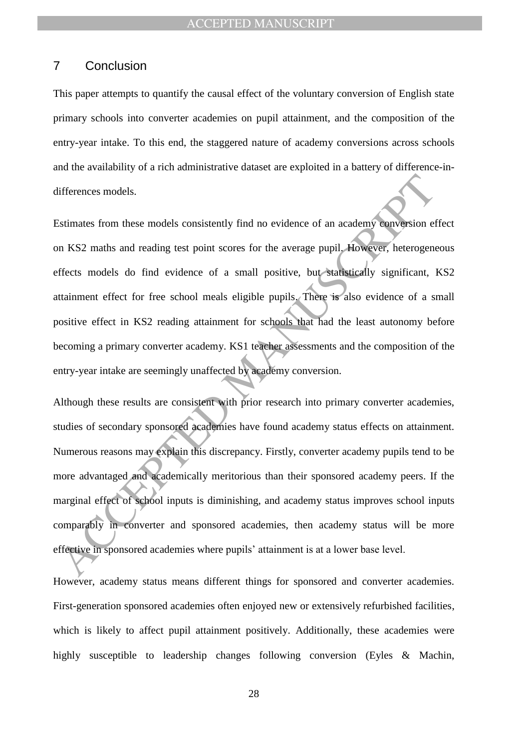## 7 Conclusion

This paper attempts to quantify the causal effect of the voluntary conversion of English state primary schools into converter academies on pupil attainment, and the composition of the entry-year intake. To this end, the staggered nature of academy conversions across schools and the availability of a rich administrative dataset are exploited in a battery of difference-in-differences models.

Estimates from these models consistently find no evidence of an academy conversion effect on KS2 maths and reading test point scores for the average pupil. However, heterogeneous effects models do find evidence of a small positive, but statistically significant, KS2 attainment effect for free school meals eligible pupils. There is also evidence of a small positive effect in KS2 reading attainment for schools that had the least autonomy before becoming a primary converter academy. KS1 teacher assessments and the composition of the entry-year intake are seemingly unaffected by academy conversion.

Although these results are consistent with prior research into primary converter academies, studies of secondary sponsored academies have found academy status effects on attainment. Numerous reasons may explain this discrepancy. Firstly, converter academy pupils tend to be more advantaged and academically meritorious than their sponsored academy peers. If the marginal effect of school inputs is diminishing, and academy status improves school inputs comparably in converter and sponsored academies, then academy status will be more effective in sponsored academies where pupils' attainment is at a lower base level.

However, academy status means different things for sponsored and converter academies. First-generation sponsored academies often enjoyed new or extensively refurbished facilities, which is likely to affect pupil attainment positively. Additionally, these academies were highly susceptible to leadership changes following conversion (Eyles & Machin,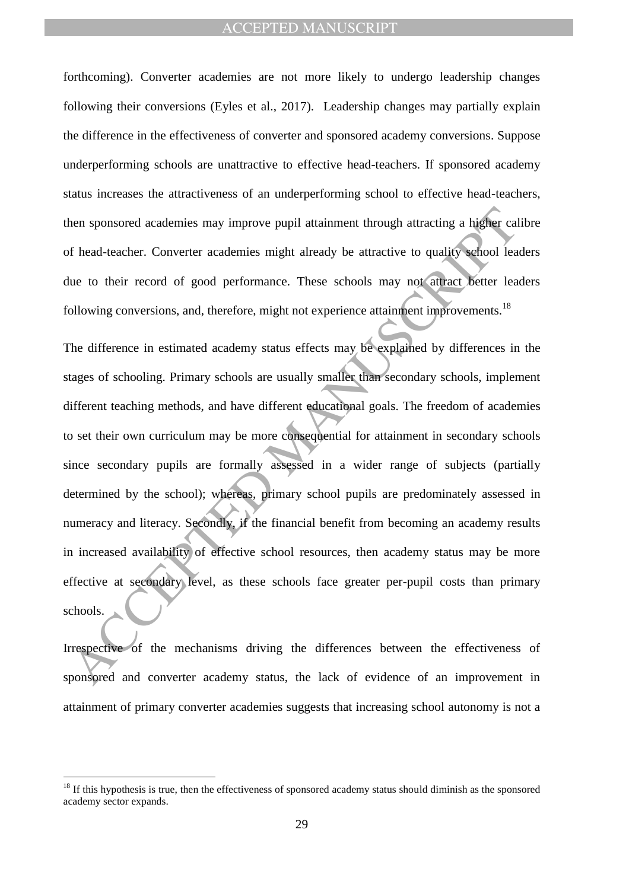forthcoming). Converter academies are not more likely to undergo leadership changes following their conversions (Eyles et al., 2017). Leadership changes may partially explain the difference in the effectiveness of converter and sponsored academy conversions. Suppose underperforming schools are unattractive to effective head-teachers. If sponsored academy status increases the attractiveness of an underperforming school to effective head-teachers, then sponsored academies may improve pupil attainment through attracting a higher calibre of head-teacher. Converter academies might already be attractive to quality school leaders due to their record of good performance. These schools may not attract better leaders following conversions, and, therefore, might not experience attainment improvements.[18]

The difference in estimated academy status effects may be explained by differences in the stages of schooling. Primary schools are usually smaller than secondary schools, implement different teaching methods, and have different educational goals. The freedom of academies to set their own curriculum may be more consequential for attainment in secondary schools since secondary pupils are formally assessed in a wider range of subjects (partially determined by the school); whereas, primary school pupils are predominately assessed in numeracy and literacy. Secondly, if the financial benefit from becoming an academy results in increased availability of effective school resources, then academy status may be more effective at secondary level, as these schools face greater per-pupil costs than primary schools.

Irrespective of the mechanisms driving the differences between the effectiveness of sponsored and converter academy status, the lack of evidence of an improvement in attainment of primary converter academies suggests that increasing school autonomy is not a

[18] If this hypothesis is true, then the effectiveness of sponsored academy status should diminish as the sponsored academy sector expands.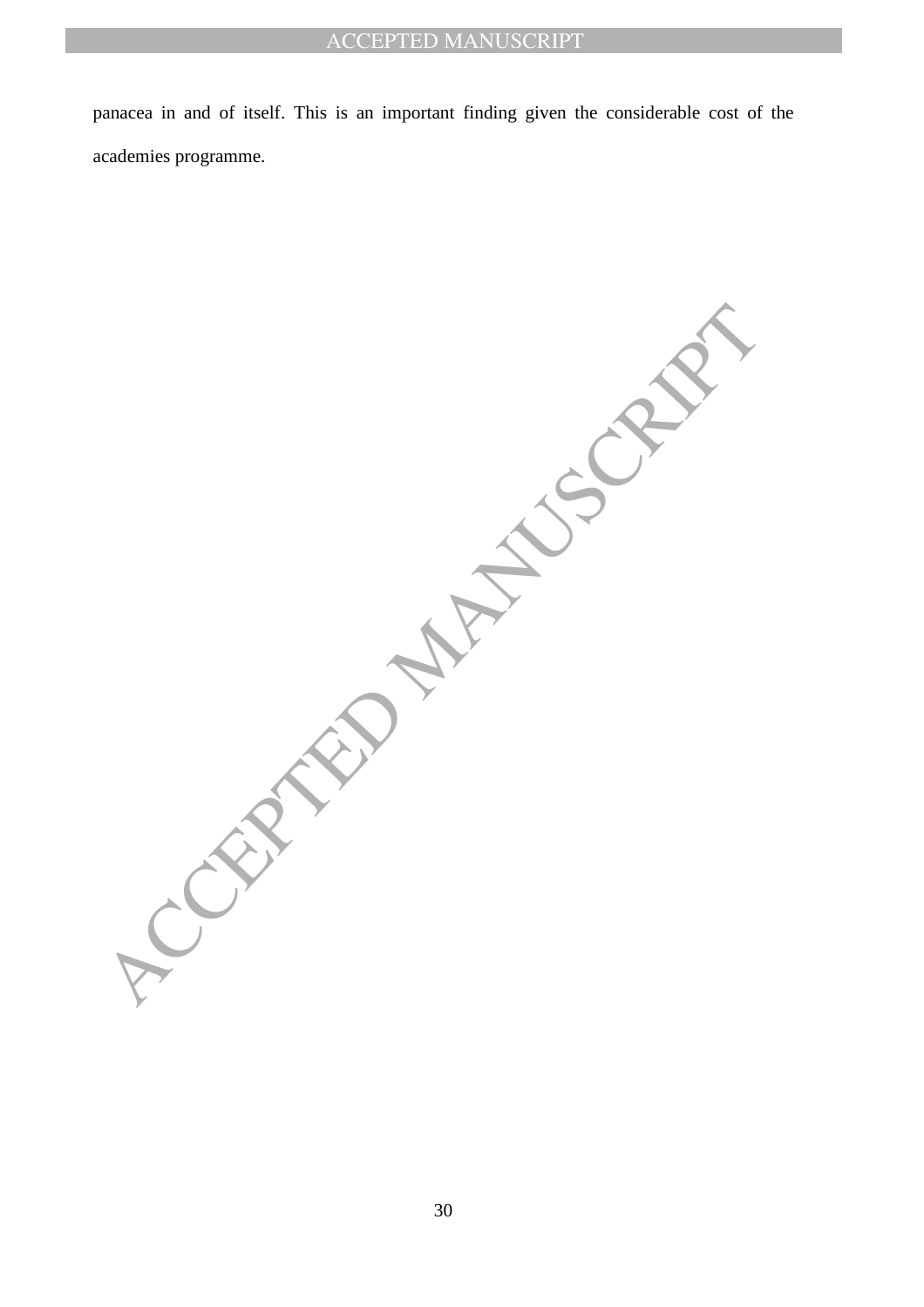panacea in and of itself. This is an important finding given the considerable cost of the academies programme.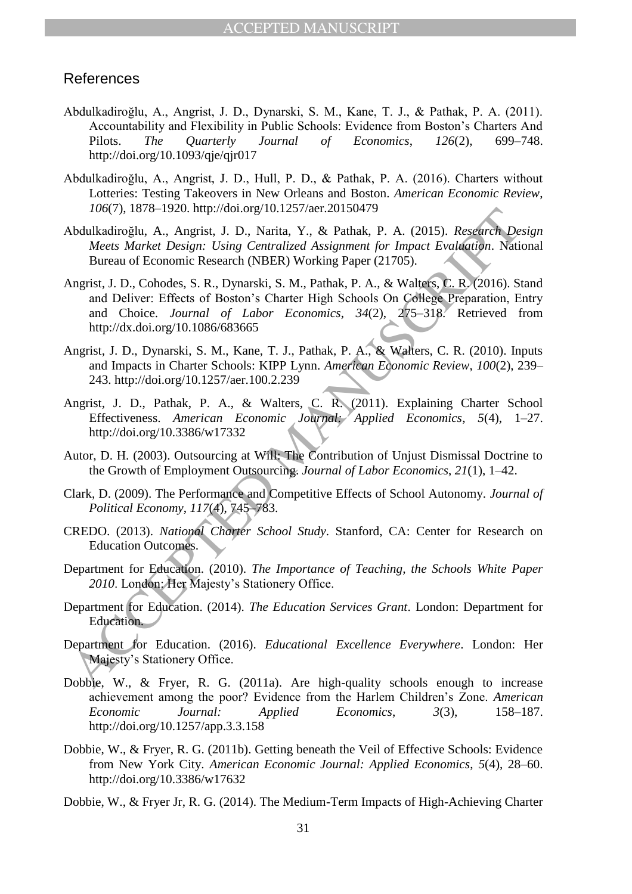## References

Abdulkadiroğlu, A., Angrist, J. D., Dynarski, S. M., Kane, T. J., & Pathak, P. A. (2011). Accountability and Flexibility in Public Schools: Evidence from Boston's Charters And Pilots. *The Quarterly Journal of Economics*, *126*(2), 699–748. http://doi.org/10.1093/qje/qjr017

Abdulkadiroğlu, A., Angrist, J. D., Hull, P. D., & Pathak, P. A. (2016). Charters without Lotteries: Testing Takeovers in New Orleans and Boston. *American Economic Review*, *106*(7), 1878–1920. http://doi.org/10.1257/aer.20150479

Abdulkadiroğlu, A., Angrist, J. D., Narita, Y., & Pathak, P. A. (2015). *Research Design Meets Market Design: Using Centralized Assignment for Impact Evaluation*. National Bureau of Economic Research (NBER) Working Paper (21705).

Angrist, J. D., Cohodes, S. R., Dynarski, S. M., Pathak, P. A., & Walters, C. R. (2016). Stand and Deliver: Effects of Boston's Charter High Schools On College Preparation, Entry and Choice. *Journal of Labor Economics*, *34*(2), 275–318. Retrieved from http://dx.doi.org/10.1086/683665

Angrist, J. D., Dynarski, S. M., Kane, T. J., Pathak, P. A., & Walters, C. R. (2010). Inputs and Impacts in Charter Schools: KIPP Lynn. *American Economic Review*, *100*(2), 239–243. http://doi.org/10.1257/aer.100.2.239

Angrist, J. D., Pathak, P. A., & Walters, C. R. (2011). Explaining Charter School Effectiveness. *American Economic Journal: Applied Economics*, *5*(4), 1–27. http://doi.org/10.3386/w17332

Autor, D. H. (2003). Outsourcing at Will: The Contribution of Unjust Dismissal Doctrine to the Growth of Employment Outsourcing. *Journal of Labor Economics*, *21*(1), 1–42.

Clark, D. (2009). The Performance and Competitive Effects of School Autonomy. *Journal of Political Economy*, *117*(4), 745–783.

CREDO. (2013). *National Charter School Study*. Stanford, CA: Center for Research on Education Outcomes.

Department for Education. (2010). *The Importance of Teaching, the Schools White Paper 2010*. London: Her Majesty's Stationery Office.

Department for Education. (2014). *The Education Services Grant*. London: Department for Education.

Department for Education. (2016). *Educational Excellence Everywhere*. London: Her Majesty's Stationery Office.

Dobbie, W., & Fryer, R. G. (2011a). Are high-quality schools enough to increase achievement among the poor? Evidence from the Harlem Children's Zone. *American Economic Journal: Applied Economics*, *3*(3), 158–187. http://doi.org/10.1257/app.3.3.158

Dobbie, W., & Fryer, R. G. (2011b). Getting beneath the Veil of Effective Schools: Evidence from New York City. *American Economic Journal: Applied Economics*, *5*(4), 28–60. http://doi.org/10.3386/w17632

Dobbie, W., & Fryer Jr, R. G. (2014). The Medium-Term Impacts of High-Achieving Charter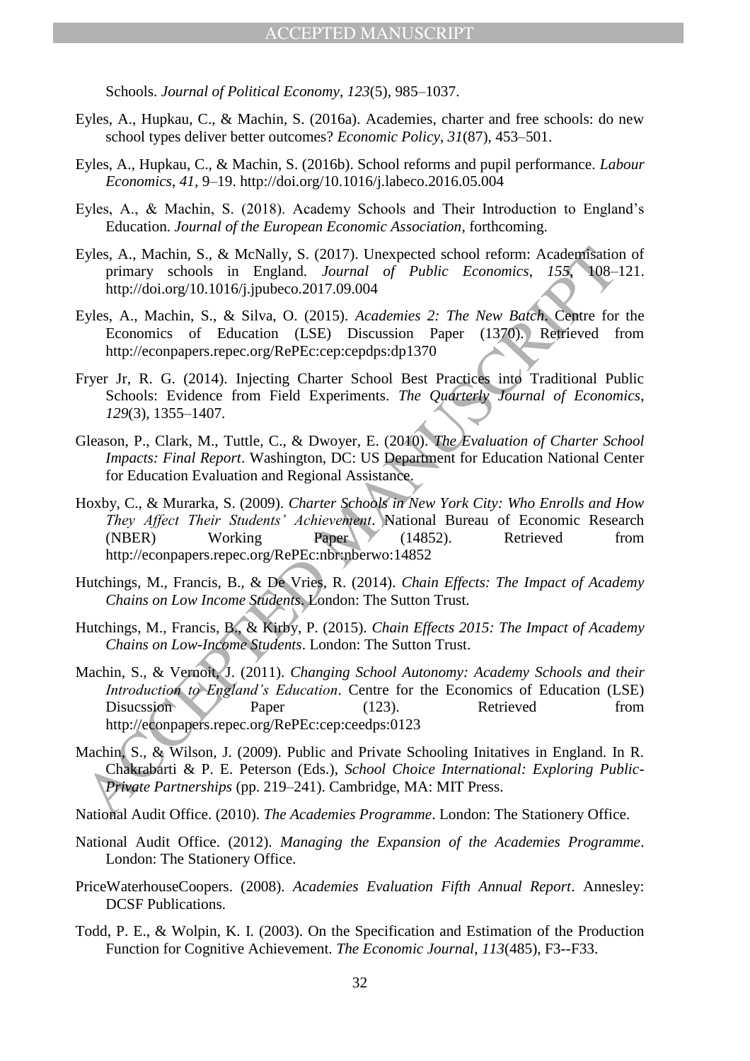Schools. *Journal of Political Economy*, *123*(5), 985–1037.

Eyles, A., Hupkau, C., & Machin, S. (2016a). Academies, charter and free schools: do new school types deliver better outcomes? *Economic Policy*, *31*(87), 453–501.

Eyles, A., Hupkau, C., & Machin, S. (2016b). School reforms and pupil performance. *Labour Economics*, *41*, 9–19. http://doi.org/10.1016/j.labeco.2016.05.004

Eyles, A., & Machin, S. (2018). Academy Schools and Their Introduction to England's Education. *Journal of the European Economic Association*, forthcoming.

Eyles, A., Machin, S., & McNally, S. (2017). Unexpected school reform: Academisation of primary schools in England. *Journal of Public Economics*, *155*, 108–121. http://doi.org/10.1016/j.jpubeco.2017.09.004

Eyles, A., Machin, S., & Silva, O. (2015). *Academies 2: The New Batch*. Centre for the Economics of Education (LSE) Discussion Paper (1370). Retrieved from http://econpapers.repec.org/RePEc:cep:cepdps:dp1370

Fryer Jr, R. G. (2014). Injecting Charter School Best Practices into Traditional Public Schools: Evidence from Field Experiments. *The Quarterly Journal of Economics*, *129*(3), 1355–1407.

Gleason, P., Clark, M., Tuttle, C., & Dwoyer, E. (2010). *The Evaluation of Charter School Impacts: Final Report*. Washington, DC: US Department for Education National Center for Education Evaluation and Regional Assistance.

Hoxby, C., & Murarka, S. (2009). *Charter Schools in New York City: Who Enrolls and How They Affect Their Students' Achievement*. National Bureau of Economic Research (NBER) Working Paper (14852). Retrieved from http://econpapers.repec.org/RePEc:nbr:nberwo:14852

Hutchings, M., Francis, B., & De Vries, R. (2014). *Chain Effects: The Impact of Academy Chains on Low Income Students*. London: The Sutton Trust.

Hutchings, M., Francis, B., & Kirby, P. (2015). *Chain Effects 2015: The Impact of Academy Chains on Low-Income Students*. London: The Sutton Trust.

Machin, S., & Vernoit, J. (2011). *Changing School Autonomy: Academy Schools and their Introduction to England's Education*. Centre for the Economics of Education (LSE) Disucssion Paper (123). Retrieved from http://econpapers.repec.org/RePEc:cep:ceedps:0123

Machin, S., & Wilson, J. (2009). Public and Private Schooling Initatives in England. In R. Chakrabarti & P. E. Peterson (Eds.), *School Choice International: Exploring Public-Private Partnerships* (pp. 219–241). Cambridge, MA: MIT Press.

National Audit Office. (2010). *The Academies Programme*. London: The Stationery Office.

National Audit Office. (2012). *Managing the Expansion of the Academies Programme*. London: The Stationery Office.

PriceWaterhouseCoopers. (2008). *Academies Evaluation Fifth Annual Report*. Annesley: DCSF Publications.

Todd, P. E., & Wolpin, K. I. (2003). On the Specification and Estimation of the Production Function for Cognitive Achievement. *The Economic Journal*, *113*(485), F3--F33.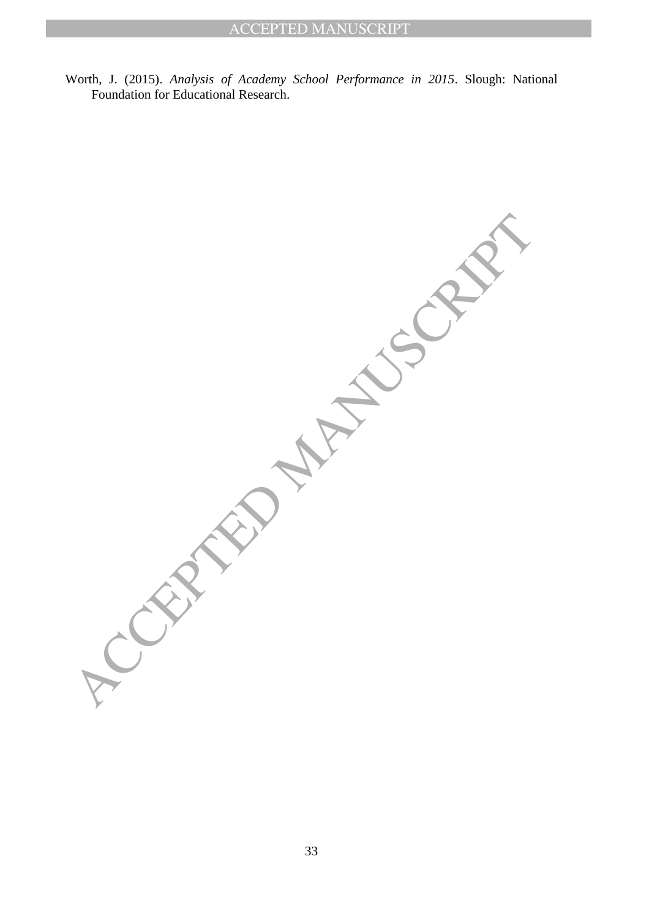Worth, J. (2015). *Analysis of Academy School Performance in 2015*. Slough: National Foundation for Educational Research.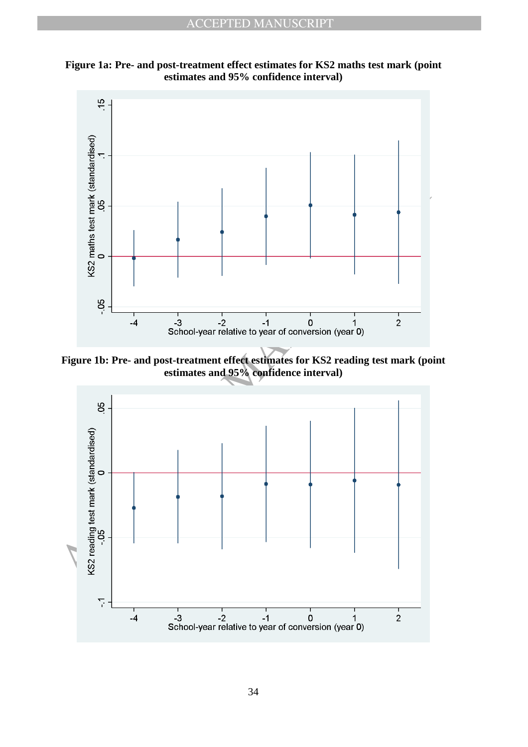**Figure 1a: Pre- and post-treatment effect estimates for KS2 maths test mark (point estimates and 95% confidence interval)**

**Figure 1b: Pre- and post-treatment effect estimates for KS2 reading test mark (point estimates and 95% confidence interval)**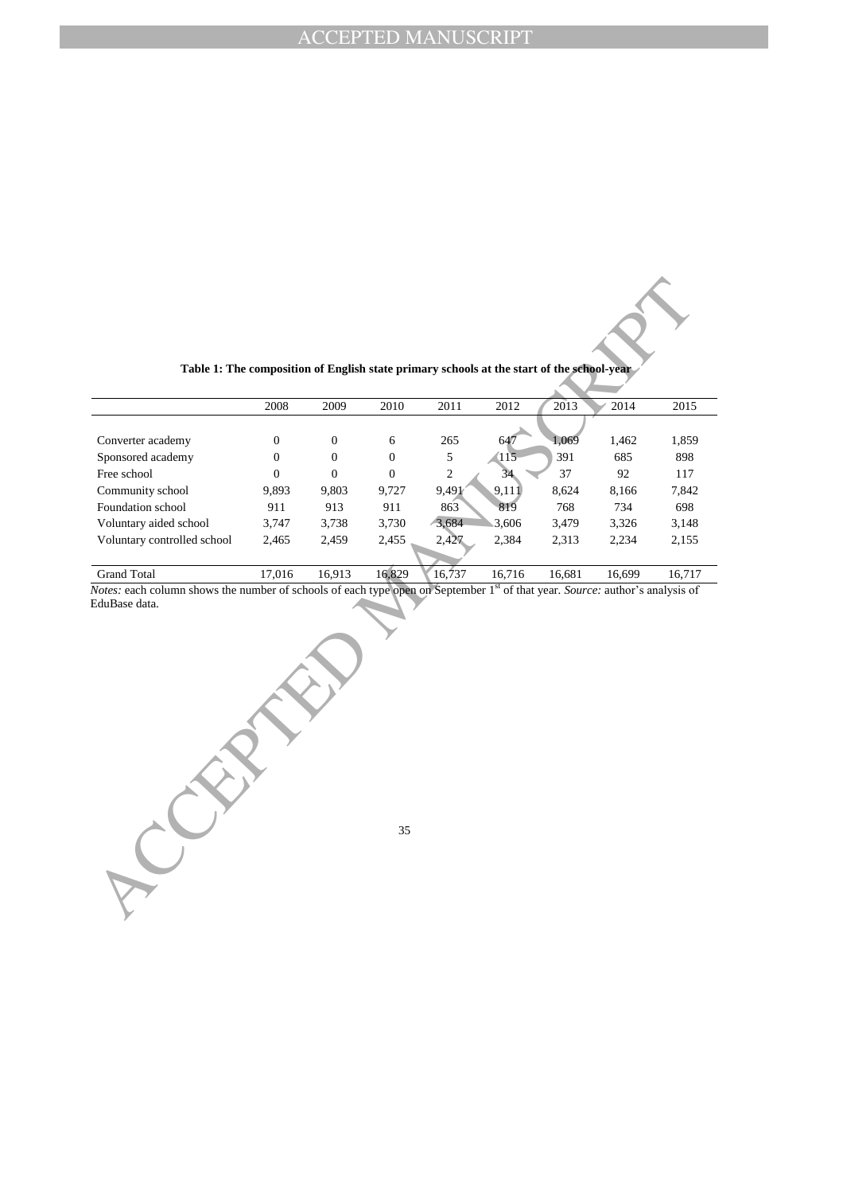**Table 1: The composition of English state primary schools at the start of the school-year**

| | 2008 | 2009 | 2010 | 2011 | 2012 | 2013 | 2014 | 2015 |
|---|---|---|---|---|---|---|---|---|
| Converter academy | 0 | 0 | 6 | 265 | 647 | 1,069 | 1,462 | 1,859 |
| Sponsored academy | 0 | 0 | 0 | 5 | 115 | 391 | 685 | 898 |
| Free school | 0 | 0 | 0 | 2 | 34 | 37 | 92 | 117 |
| Community school | 9,893 | 9,803 | 9,727 | 9,491 | 9,111 | 8,624 | 8,166 | 7,842 |
| Foundation school | 911 | 913 | 911 | 863 | 819 | 768 | 734 | 698 |
| Voluntary aided school | 3,747 | 3,738 | 3,730 | 3,684 | 3,606 | 3,479 | 3,326 | 3,148 |
| Voluntary controlled school | 2,465 | 2,459 | 2,455 | 2,427 | 2,384 | 2,313 | 2,234 | 2,155 |
| Grand Total | 17,016 | 16,913 | 16,829 | 16,737 | 16,716 | 16,681 | 16,699 | 16,717 |

*Notes:* each column shows the number of schools of each type open on September 1st of that year. *Source:* author's analysis of EduBase data.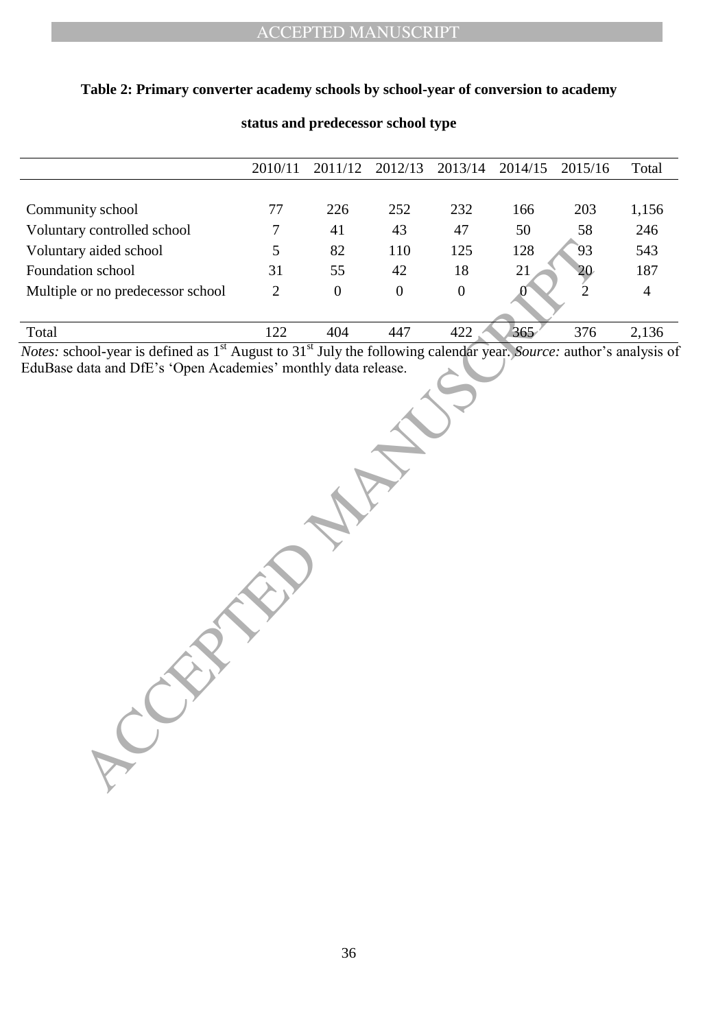**Table 2: Primary converter academy schools by school-year of conversion to academy status and predecessor school type**

| | 2010/11 | 2011/12 | 2012/13 | 2013/14 | 2014/15 | 2015/16 | Total |
|---|---|---|---|---|---|---|---|
| Community school | 77 | 226 | 252 | 232 | 166 | 203 | 1,156 |
| Voluntary controlled school | 7 | 41 | 43 | 47 | 50 | 58 | 246 |
| Voluntary aided school | 5 | 82 | 110 | 125 | 128 | 93 | 543 |
| Foundation school | 31 | 55 | 42 | 18 | 21 | 20 | 187 |
| Multiple or no predecessor school | 2 | 0 | 0 | 0 | 0 | 2 | 4 |
| Total | 122 | 404 | 447 | 422 | 365 | 376 | 2,136 |

*Notes:* school-year is defined as 1st August to 31st July the following calendar year. *Source:* author's analysis of EduBase data and DfE's 'Open Academies' monthly data release.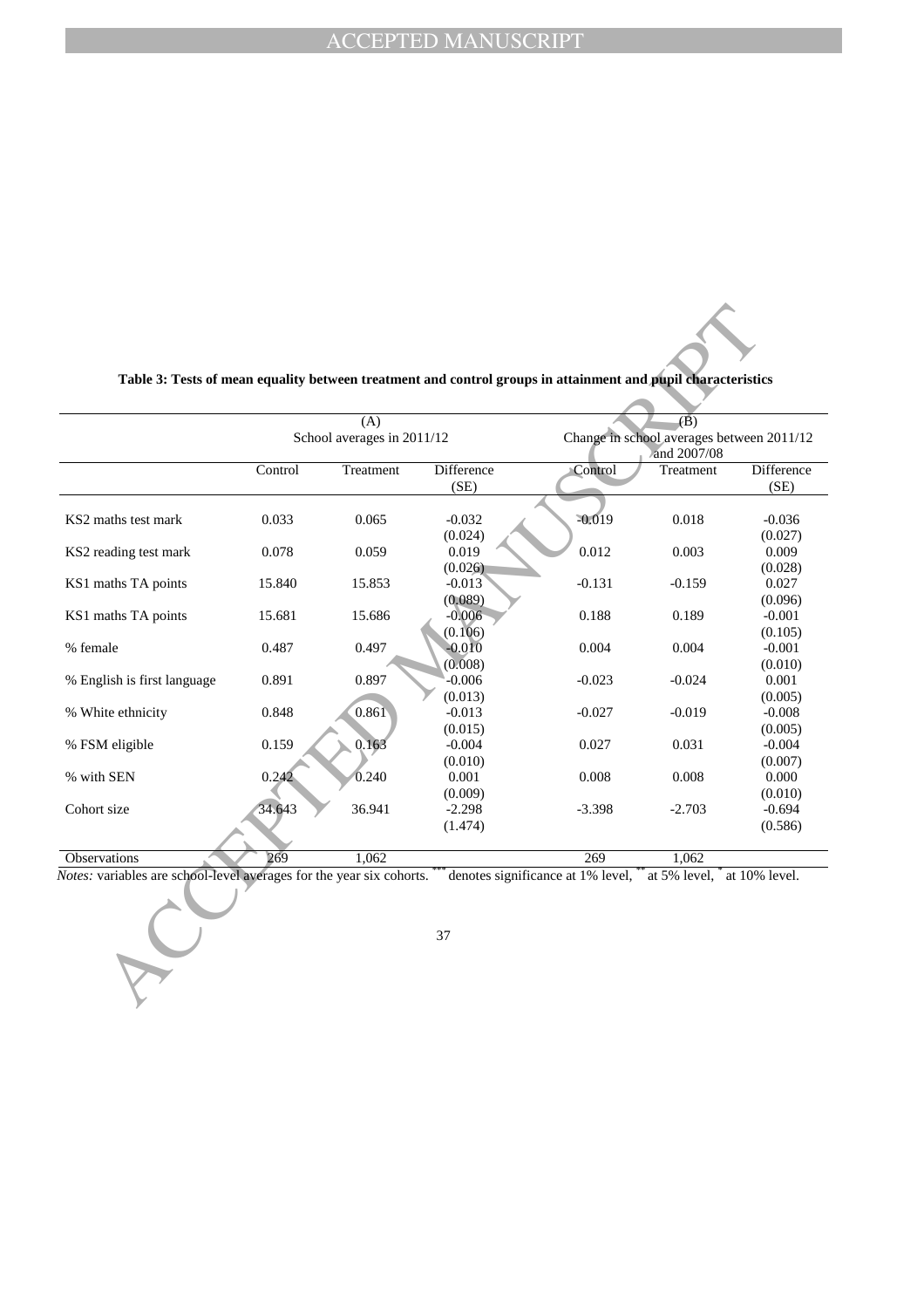**Table 3: Tests of mean equality between treatment and control groups in attainment and pupil characteristics**

| | (A) School averages in 2011/12 | | | (B) Change in school averages between 2011/12 and 2007/08 | | |
|---|---|---|---|---|---|---|
| | Control | Treatment | Difference (SE) | Control | Treatment | Difference (SE) |
| KS2 maths test mark | 0.033 | 0.065 | -0.032 | -0.019 | 0.018 | -0.036 |
| | | | (0.024) | | | (0.027) |
| KS2 reading test mark | 0.078 | 0.059 | 0.019 | 0.012 | 0.003 | 0.009 |
| | | | (0.026) | | | (0.028) |
| KS1 maths TA points | 15.840 | 15.853 | -0.013 | -0.131 | -0.159 | 0.027 |
| | | | (0.089) | | | (0.096) |
| KS1 maths TA points | 15.681 | 15.686 | -0.006 | 0.188 | 0.189 | -0.001 |
| | | | (0.106) | | | (0.105) |
| % female | 0.487 | 0.497 | -0.010 | 0.004 | 0.004 | -0.001 |
| | | | (0.008) | | | (0.010) |
| % English is first language | 0.891 | 0.897 | -0.006 | -0.023 | -0.024 | 0.001 |
| | | | (0.013) | | | (0.005) |
| % White ethnicity | 0.848 | 0.861 | -0.013 | -0.027 | -0.019 | -0.008 |
| | | | (0.015) | | | (0.005) |
| % FSM eligible | 0.159 | 0.163 | -0.004 | 0.027 | 0.031 | -0.004 |
| | | | (0.010) | | | (0.007) |
| % with SEN | 0.242 | 0.240 | 0.001 | 0.008 | 0.008 | 0.000 |
| | | | (0.009) | | | (0.010) |
| Cohort size | 34.643 | 36.941 | -2.298 | -3.398 | -2.703 | -0.694 |
| | | | (1.474) | | | (0.586) |
| Observations | 269 | 1,062 | | 269 | 1,062 | |

*Notes:* variables are school-level averages for the year six cohorts. *** denotes significance at 1% level, ** at 5% level, * at 10% level.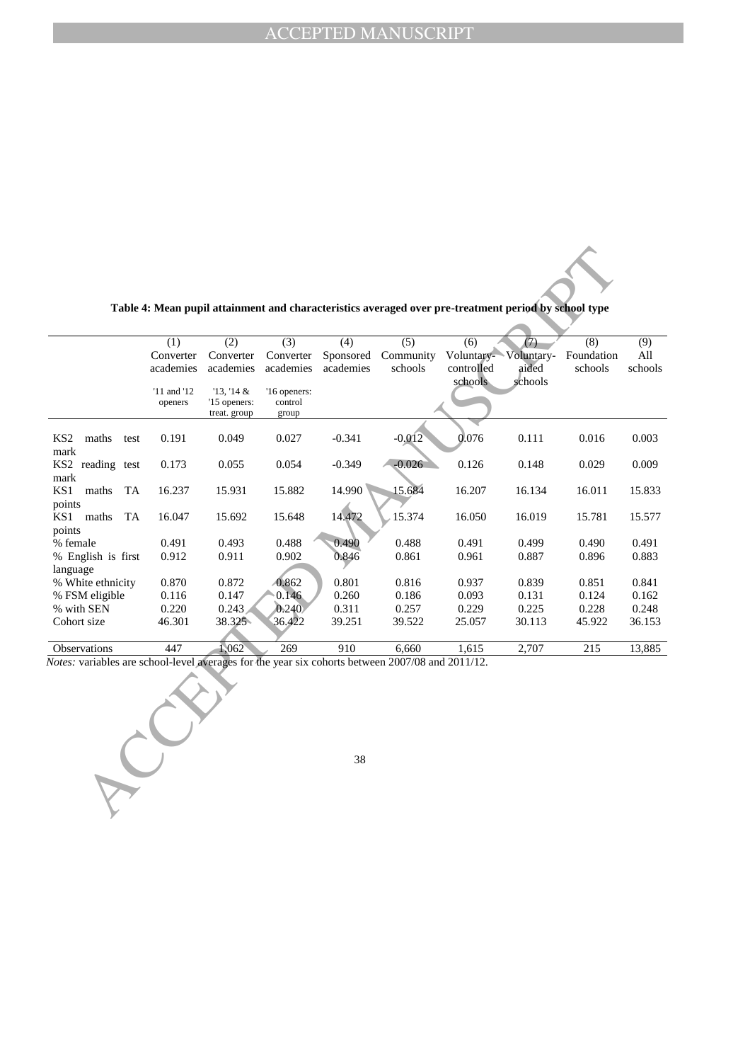**Table 4: Mean pupil attainment and characteristics averaged over pre-treatment period by school type**

| | (1) Converter academies '11 and '12 openers | (2) Converter academies '13, '14 & '15 openers: treat. group | (3) Converter academies '16 openers: control group | (4) Sponsored academies | (5) Community schools | (6) Voluntary-controlled schools | (7) Voluntary-aided schools | (8) Foundation schools | (9) All schools |
|---|---|---|---|---|---|---|---|---|---|
| KS2 maths test mark | 0.191 | 0.049 | 0.027 | -0.341 | -0.012 | 0.076 | 0.111 | 0.016 | 0.003 |
| KS2 reading test mark | 0.173 | 0.055 | 0.054 | -0.349 | -0.026 | 0.126 | 0.148 | 0.029 | 0.009 |
| KS1 maths TA points | 16.237 | 15.931 | 15.882 | 14.990 | 15.684 | 16.207 | 16.134 | 16.011 | 15.833 |
| KS1 maths TA points | 16.047 | 15.692 | 15.648 | 14.472 | 15.374 | 16.050 | 16.019 | 15.781 | 15.577 |
| % female | 0.491 | 0.493 | 0.488 | 0.490 | 0.488 | 0.491 | 0.499 | 0.490 | 0.491 |
| % English is first language | 0.912 | 0.911 | 0.902 | 0.846 | 0.861 | 0.961 | 0.887 | 0.896 | 0.883 |
| % White ethnicity | 0.870 | 0.872 | 0.862 | 0.801 | 0.816 | 0.937 | 0.839 | 0.851 | 0.841 |
| % FSM eligible | 0.116 | 0.147 | 0.146 | 0.260 | 0.186 | 0.093 | 0.131 | 0.124 | 0.162 |
| % with SEN | 0.220 | 0.243 | 0.240 | 0.311 | 0.257 | 0.229 | 0.225 | 0.228 | 0.248 |
| Cohort size | 46.301 | 38.325 | 36.422 | 39.251 | 39.522 | 25.057 | 30.113 | 45.922 | 36.153 |
| Observations | 447 | 1,062 | 269 | 910 | 6,660 | 1,615 | 2,707 | 215 | 13,885 |

*Notes:* variables are school-level averages for the year six cohorts between 2007/08 and 2011/12.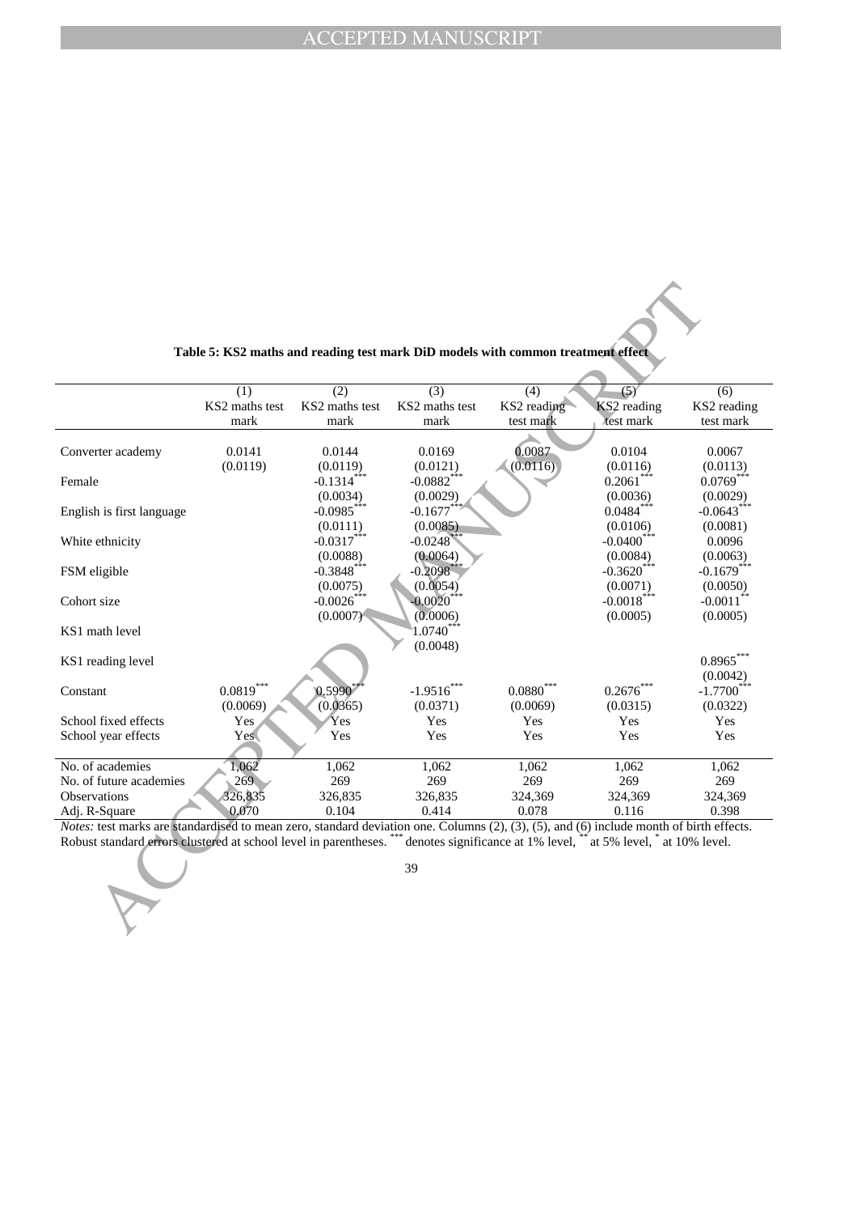**Table 5: KS2 maths and reading test mark DiD models with common treatment effect**

| | (1) KS2 maths test mark | (2) KS2 maths test mark | (3) KS2 maths test mark | (4) KS2 reading test mark | (5) KS2 reading test mark | (6) KS2 reading test mark |
|---|---|---|---|---|---|---|
| Converter academy | 0.0141 | 0.0144 | 0.0169 | 0.0087 | 0.0104 | 0.0067 |
| | (0.0119) | (0.0119) | (0.0121) | (0.0116) | (0.0116) | (0.0113) |
| Female | | -0.1314*** | -0.0882*** | | 0.2061*** | 0.0769*** |
| | | (0.0034) | (0.0029) | | (0.0036) | (0.0029) |
| English is first language | | -0.0985*** | -0.1677*** | | 0.0484*** | -0.0643*** |
| | | (0.0111) | (0.0085) | | (0.0106) | (0.0081) |
| White ethnicity | | -0.0317*** | -0.0248*** | | -0.0400*** | 0.0096 |
| | | (0.0088) | (0.0064) | | (0.0084) | (0.0063) |
| FSM eligible | | -0.3848*** | -0.2098*** | | -0.3620*** | -0.1679*** |
| | | (0.0075) | (0.0054) | | (0.0071) | (0.0050) |
| Cohort size | | -0.0026*** | -0.0020*** | | -0.0018*** | -0.0011** |
| | | (0.0007) | (0.0006) | | (0.0005) | (0.0005) |
| KS1 math level | | | 1.0740*** | | | |
| | | | (0.0048) | | | |
| KS1 reading level | | | | | | 0.8965*** |
| | | | | | | (0.0042) |
| Constant | 0.0819*** | 0.5990*** | -1.9516*** | 0.0880*** | 0.2676*** | -1.7700*** |
| | (0.0069) | (0.0365) | (0.0371) | (0.0069) | (0.0315) | (0.0322) |
| School fixed effects | Yes | Yes | Yes | Yes | Yes | Yes |
| School year effects | Yes | Yes | Yes | Yes | Yes | Yes |
| No. of academies | 1,062 | 1,062 | 1,062 | 1,062 | 1,062 | 1,062 |
| No. of future academies | 269 | 269 | 269 | 269 | 269 | 269 |
| Observations | 326,835 | 326,835 | 326,835 | 324,369 | 324,369 | 324,369 |
| Adj. R-Square | 0.070 | 0.104 | 0.414 | 0.078 | 0.116 | 0.398 |

*Notes:* test marks are standardised to mean zero, standard deviation one. Columns (2), (3), (5), and (6) include month of birth effects. Robust standard errors clustered at school level in parentheses. *** denotes significance at 1% level, ** at 5% level, * at 10% level.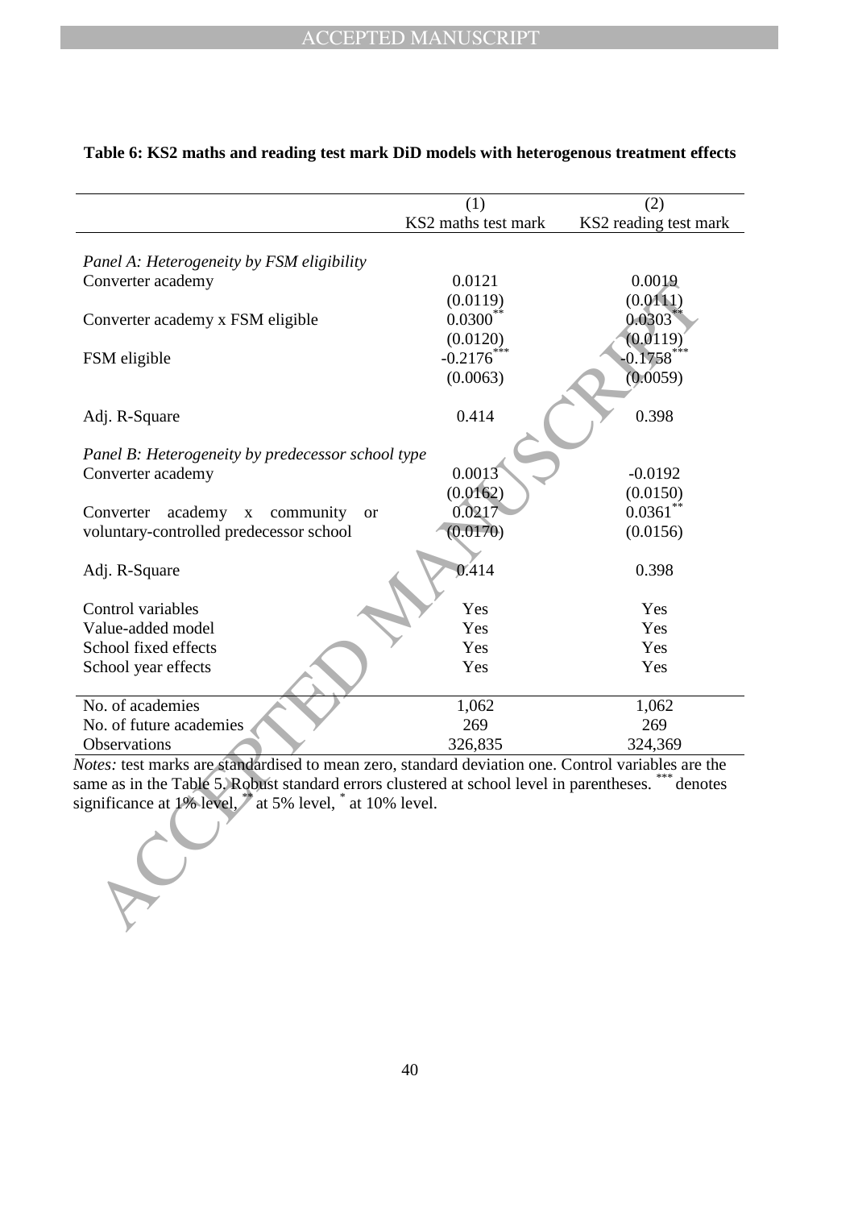**Table 6: KS2 maths and reading test mark DiD models with heterogenous treatment effects**

| | (1) | (2) |
|---|---|---|
| | KS2 maths test mark | KS2 reading test mark |
| *Panel A: Heterogeneity by FSM eligibility* | | |
| Converter academy | 0.0121 | 0.0019 |
| | (0.0119) | (0.0111) |
| Converter academy x FSM eligible | 0.0300** | 0.0303** |
| | (0.0120) | (0.0119) |
| FSM eligible | -0.2176*** | -0.1758*** |
| | (0.0063) | (0.0059) |
| Adj. R-Square | 0.414 | 0.398 |
| *Panel B: Heterogeneity by predecessor school type* | | |
| Converter academy | 0.0013 | -0.0192 |
| | (0.0162) | (0.0150) |
| Converter academy x community or voluntary-controlled predecessor school | 0.0217 | 0.0361** |
| | (0.0170) | (0.0156) |
| Adj. R-Square | 0.414 | 0.398 |
| Control variables | Yes | Yes |
| Value-added model | Yes | Yes |
| School fixed effects | Yes | Yes |
| School year effects | Yes | Yes |
| No. of academies | 1,062 | 1,062 |
| No. of future academies | 269 | 269 |
| Observations | 326,835 | 324,369 |

*Notes:* test marks are standardised to mean zero, standard deviation one. Control variables are the same as in the Table 5. Robust standard errors clustered at school level in parentheses. *** denotes significance at 1% level, ** at 5% level, * at 10% level.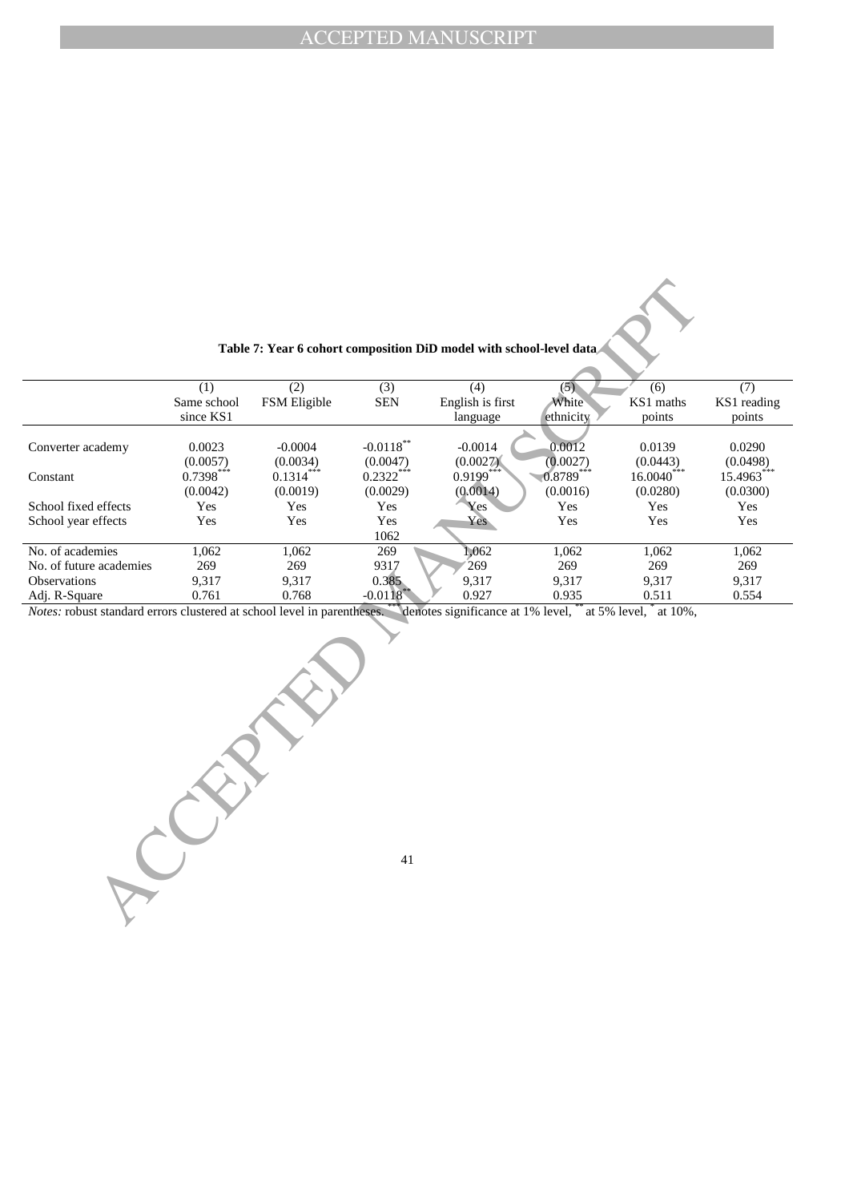**Table 7: Year 6 cohort composition DiD model with school-level data**

| | (1) Same school since KS1 | (2) FSM Eligible | (3) SEN | (4) English is first language | (5) White ethnicity | (6) KS1 maths points | (7) KS1 reading points |
|---|---|---|---|---|---|---|---|
| Converter academy | 0.0023 | -0.0004 | -0.0118** | -0.0014 | 0.0012 | 0.0139 | 0.0290 |
| | (0.0057) | (0.0034) | (0.0047) | (0.0027) | (0.0027) | (0.0443) | (0.0498) |
| Constant | 0.7398*** | 0.1314*** | 0.2322*** | 0.9199*** | 0.8789*** | 16.0040*** | 15.4963*** |
| | (0.0042) | (0.0019) | (0.0029) | (0.0014) | (0.0016) | (0.0280) | (0.0300) |
| School fixed effects | Yes | Yes | Yes | Yes | Yes | Yes | Yes |
| School year effects | Yes | Yes | Yes | Yes | Yes | Yes | Yes |
| | | | 1062 | | | | |
| No. of academies | 1,062 | 1,062 | 269 | 1,062 | 1,062 | 1,062 | 1,062 |
| No. of future academies | 269 | 269 | 9317 | 269 | 269 | 269 | 269 |
| Observations | 9,317 | 9,317 | 0.385 | 9,317 | 9,317 | 9,317 | 9,317 |
| Adj. R-Square | 0.761 | 0.768 | -0.0118** | 0.927 | 0.935 | 0.511 | 0.554 |

*Notes:* robust standard errors clustered at school level in parentheses. *** denotes significance at 1% level, ** at 5% level, * at 10%,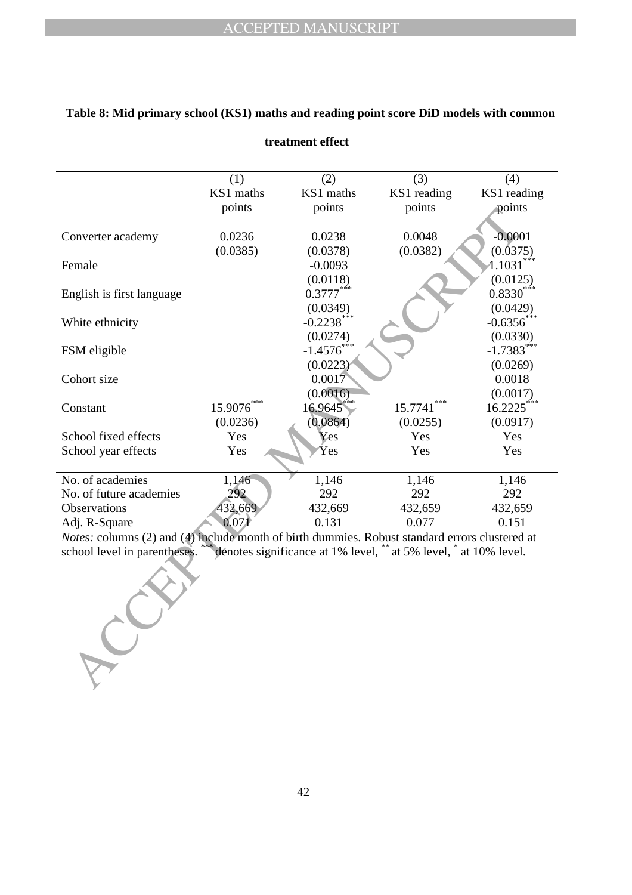**Table 8: Mid primary school (KS1) maths and reading point score DiD models with common treatment effect**

| | (1) KS1 maths points | (2) KS1 maths points | (3) KS1 reading points | (4) KS1 reading points |
|---|---|---|---|---|
| Converter academy | 0.0236 | 0.0238 | 0.0048 | -0.0001 |
| | (0.0385) | (0.0378) | (0.0382) | (0.0375) |
| Female | | -0.0093 | | 1.1031*** |
| | | (0.0118) | | (0.0125) |
| English is first language | | 0.3777*** | | 0.8330*** |
| | | (0.0349) | | (0.0429) |
| White ethnicity | | -0.2238*** | | -0.6356*** |
| | | (0.0274) | | (0.0330) |
| FSM eligible | | -1.4576*** | | -1.7383*** |
| | | (0.0223) | | (0.0269) |
| Cohort size | | 0.0017 | | 0.0018 |
| | | (0.0016) | | (0.0017) |
| Constant | 15.9076*** | 16.9645*** | 15.7741*** | 16.2225*** |
| | (0.0236) | (0.0864) | (0.0255) | (0.0917) |
| School fixed effects | Yes | Yes | Yes | Yes |
| School year effects | Yes | Yes | Yes | Yes |
| No. of academies | 1,146 | 1,146 | 1,146 | 1,146 |
| No. of future academies | 292 | 292 | 292 | 292 |
| Observations | 432,669 | 432,669 | 432,659 | 432,659 |
| Adj. R-Square | 0.071 | 0.131 | 0.077 | 0.151 |

*Notes:* columns (2) and (4) include month of birth dummies. Robust standard errors clustered at school level in parentheses. *** denotes significance at 1% level, ** at 5% level, * at 10% level.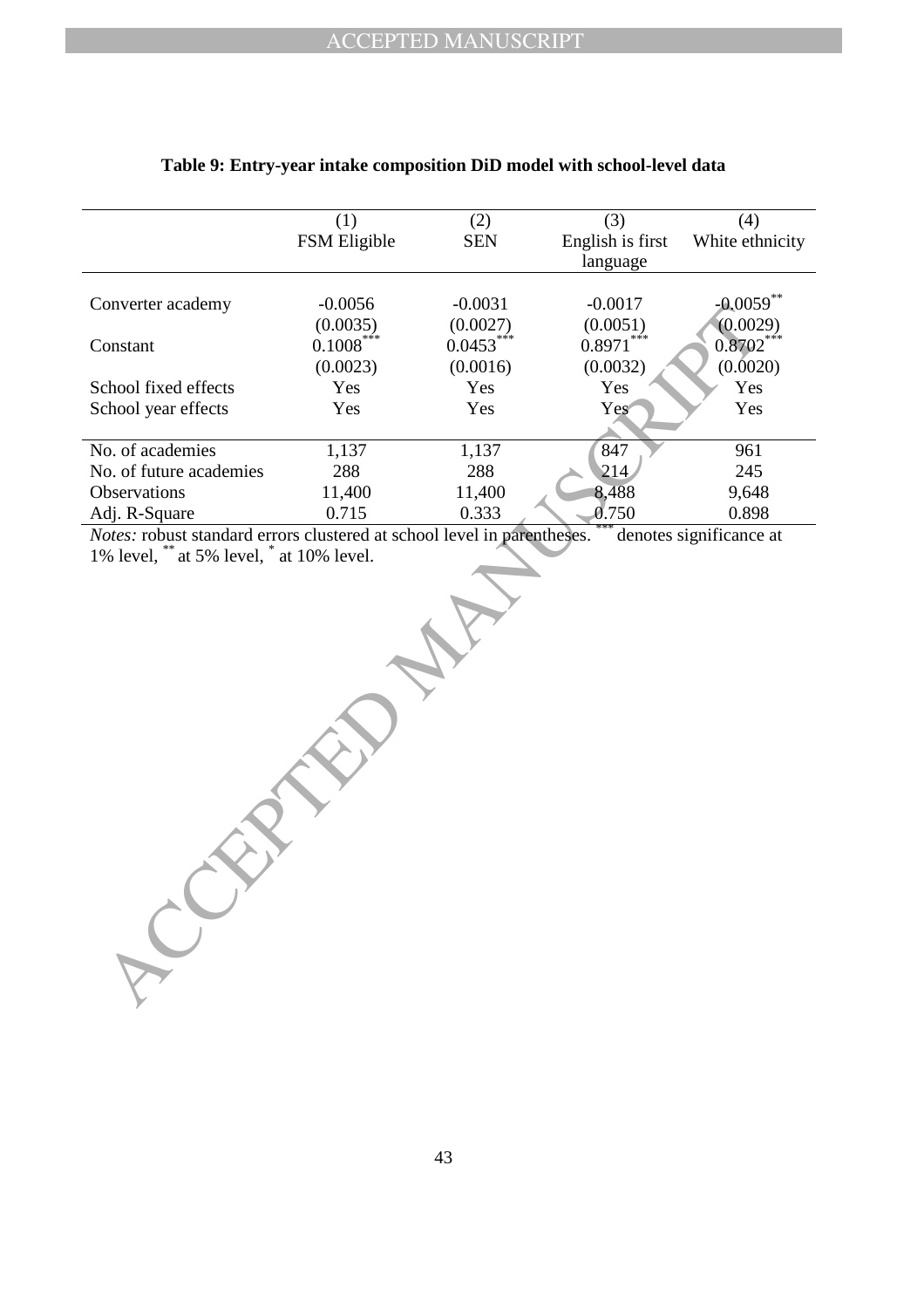**Table 9: Entry-year intake composition DiD model with school-level data**

| | (1) | (2) | (3) | (4) |
|---|---|---|---|---|
| | FSM Eligible | SEN | English is first language | White ethnicity |
| Converter academy | -0.0056 | -0.0031 | -0.0017 | -0.0059** |
| | (0.0035) | (0.0027) | (0.0051) | (0.0029) |
| Constant | 0.1008*** | 0.0453*** | 0.8971*** | 0.8702*** |
| | (0.0023) | (0.0016) | (0.0032) | (0.0020) |
| School fixed effects | Yes | Yes | Yes | Yes |
| School year effects | Yes | Yes | Yes | Yes |
| No. of academies | 1,137 | 1,137 | 847 | 961 |
| No. of future academies | 288 | 288 | 214 | 245 |
| Observations | 11,400 | 11,400 | 8,488 | 9,648 |
| Adj. R-Square | 0.715 | 0.333 | 0.750 | 0.898 |

*Notes:* robust standard errors clustered at school level in parentheses. *** denotes significance at 1% level, ** at 5% level, * at 10% level.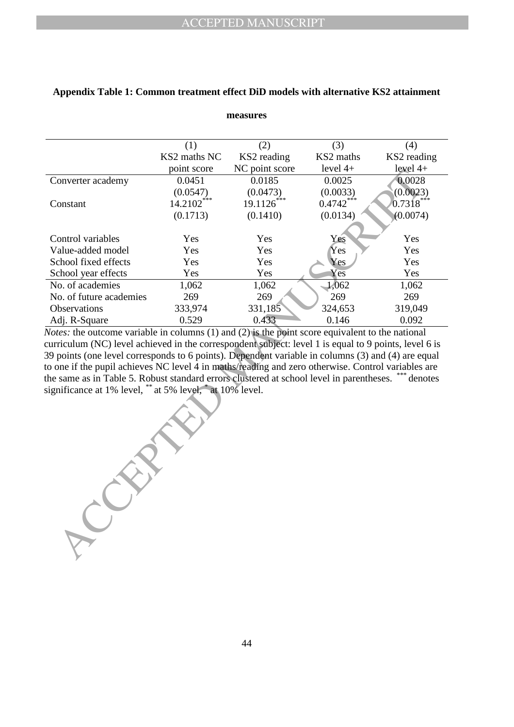**Appendix Table 1: Common treatment effect DiD models with alternative KS2 attainment measures**

| | (1) | (2) | (3) | (4) |
|---|---|---|---|---|
| | KS2 maths NC point score | KS2 reading NC point score | KS2 maths level 4+ | KS2 reading level 4+ |
| Converter academy | 0.0451 | 0.0185 | 0.0025 | 0.0028 |
| | (0.0547) | (0.0473) | (0.0033) | (0.0023) |
| Constant | 14.2102*** | 19.1126*** | 0.4742*** | 0.7318*** |
| | (0.1713) | (0.1410) | (0.0134) | (0.0074) |
| Control variables | Yes | Yes | Yes | Yes |
| Value-added model | Yes | Yes | Yes | Yes |
| School fixed effects | Yes | Yes | Yes | Yes |
| School year effects | Yes | Yes | Yes | Yes |
| No. of academies | 1,062 | 1,062 | 1,062 | 1,062 |
| No. of future academies | 269 | 269 | 269 | 269 |
| Observations | 333,974 | 331,185 | 324,653 | 319,049 |
| Adj. R-Square | 0.529 | 0.433 | 0.146 | 0.092 |

*Notes:* the outcome variable in columns (1) and (2) is the point score equivalent to the national curriculum (NC) level achieved in the correspondent subject: level 1 is equal to 9 points, level 6 is 39 points (one level corresponds to 6 points). Dependent variable in columns (3) and (4) are equal to one if the pupil achieves NC level 4 in maths/reading and zero otherwise. Control variables are the same as in Table 5. Robust standard errors clustered at school level in parentheses. *** denotes significance at 1% level, ** at 5% level, * at 10% level.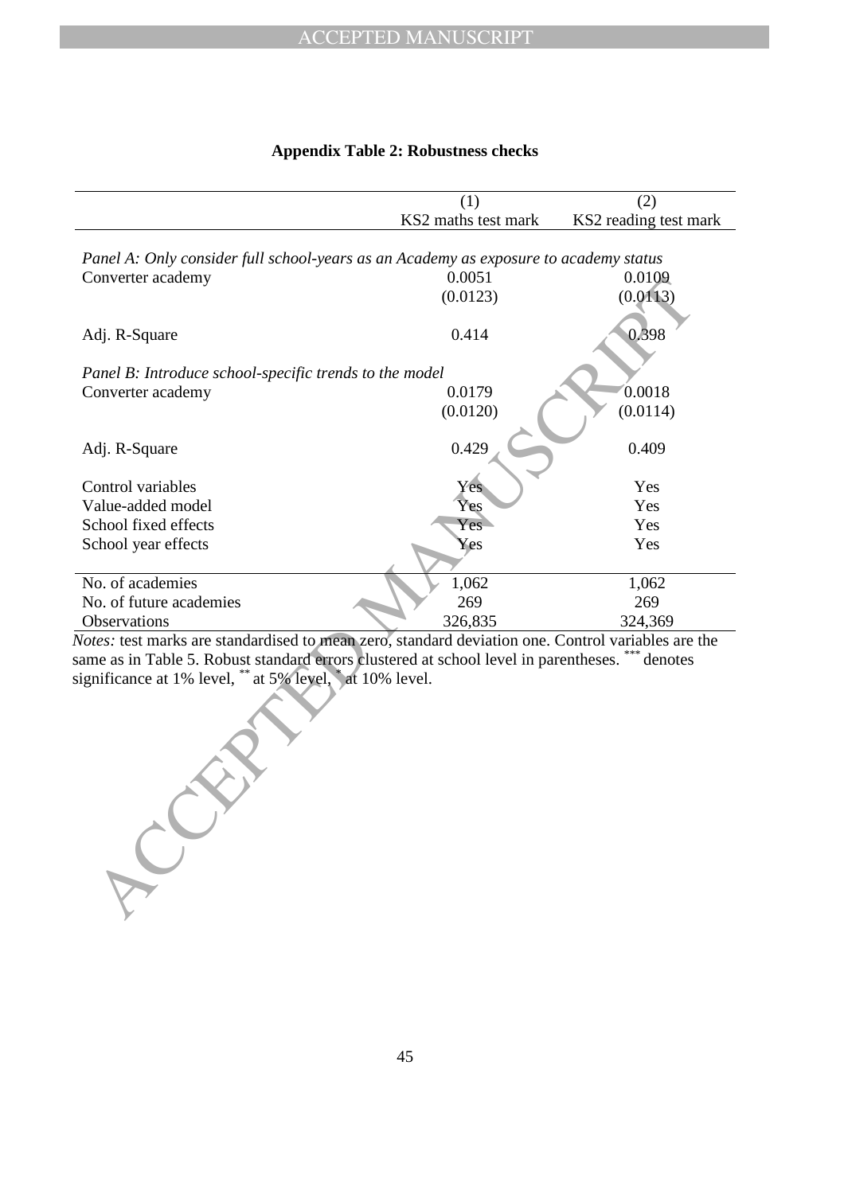## Appendix Table 2: Robustness checks

| | (1)<br>KS2 maths test mark | (2)<br>KS2 reading test mark |
|---|---|---|
| *Panel A: Only consider full school-years as an Academy as exposure to academy status* | | |
| Converter academy | 0.0051 | 0.0109 |
| | (0.0123) | (0.0113) |
| Adj. R-Square | 0.414 | 0.398 |
| *Panel B: Introduce school-specific trends to the model* | | |
| Converter academy | 0.0179 | 0.0018 |
| | (0.0120) | (0.0114) |
| Adj. R-Square | 0.429 | 0.409 |
| Control variables | Yes | Yes |
| Value-added model | Yes | Yes |
| School fixed effects | Yes | Yes |
| School year effects | Yes | Yes |
| No. of academies | 1,062 | 1,062 |
| No. of future academies | 269 | 269 |
| Observations | 326,835 | 324,369 |

*Notes:* test marks are standardised to mean zero, standard deviation one. Control variables are the same as in Table 5. Robust standard errors clustered at school level in parentheses. *** denotes significance at 1% level, ** at 5% level, * at 10% level.